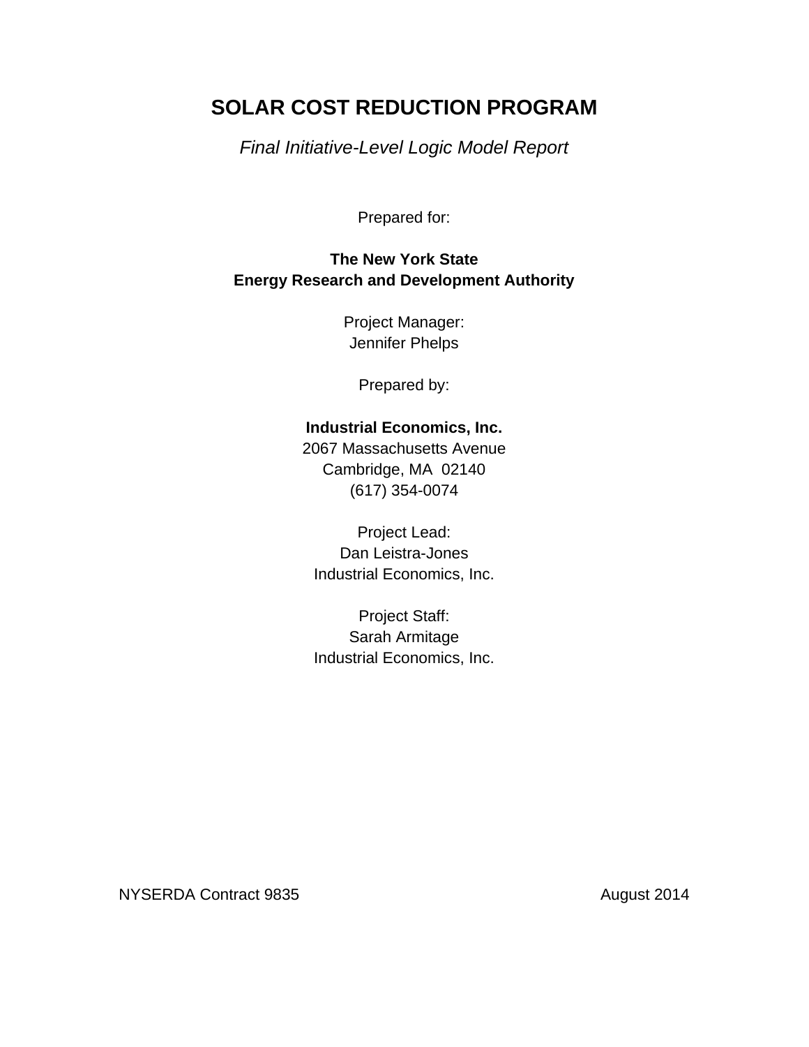# SOLAR COST REDUCTION PROGRAM

*Final Initiative-Level Logic Model Report*

Prepared for:

**The New York State**
**Energy Research and Development Authority**

Project Manager:
Jennifer Phelps

Prepared by:

**Industrial Economics, Inc.**
2067 Massachusetts Avenue
Cambridge, MA 02140
(617) 354-0074

Project Lead:
Dan Leistra-Jones
Industrial Economics, Inc.

Project Staff:
Sarah Armitage
Industrial Economics, Inc.

NYSERDA Contract 9835

August 2014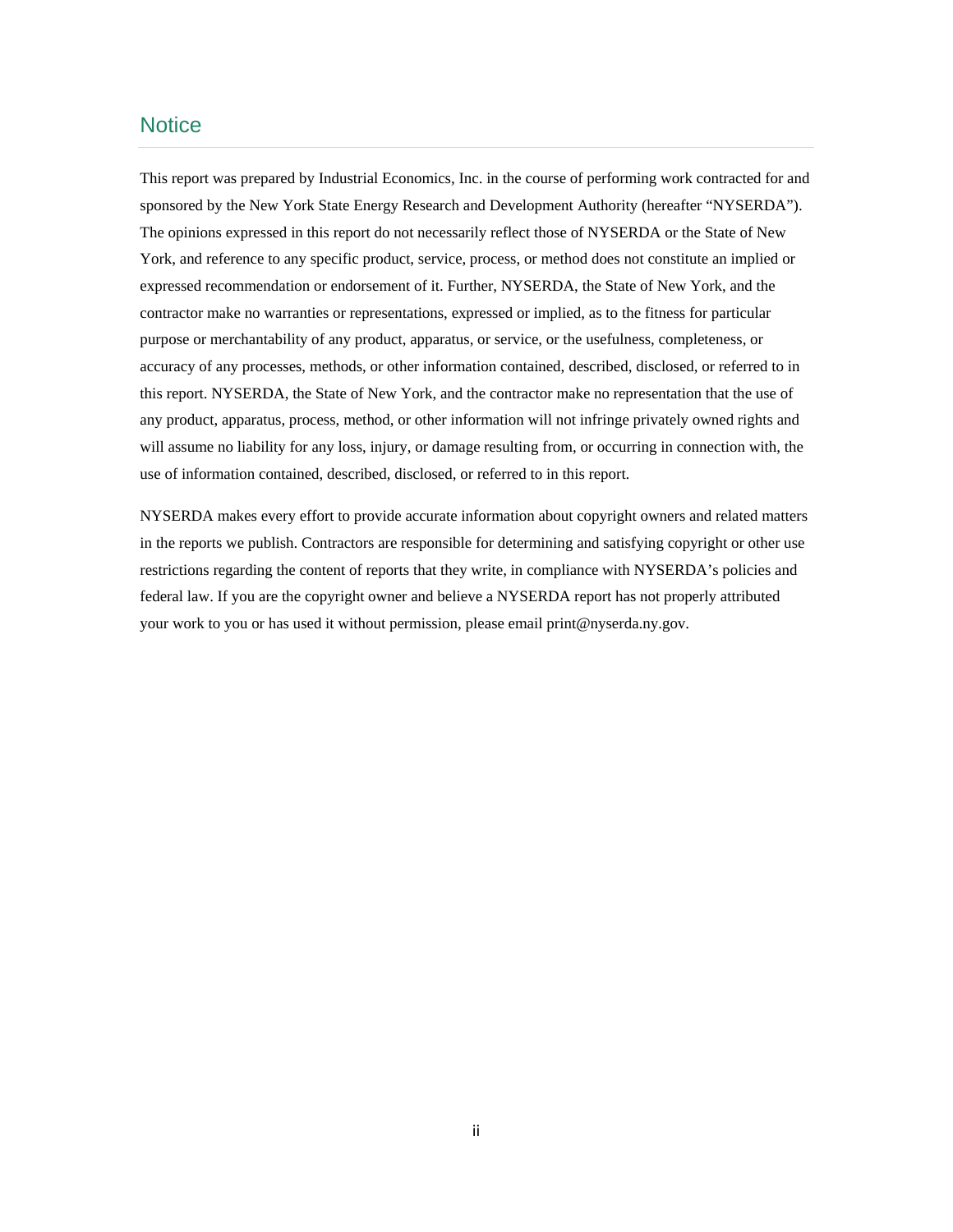# Notice

This report was prepared by Industrial Economics, Inc. in the course of performing work contracted for and sponsored by the New York State Energy Research and Development Authority (hereafter "NYSERDA"). The opinions expressed in this report do not necessarily reflect those of NYSERDA or the State of New York, and reference to any specific product, service, process, or method does not constitute an implied or expressed recommendation or endorsement of it. Further, NYSERDA, the State of New York, and the contractor make no warranties or representations, expressed or implied, as to the fitness for particular purpose or merchantability of any product, apparatus, or service, or the usefulness, completeness, or accuracy of any processes, methods, or other information contained, described, disclosed, or referred to in this report. NYSERDA, the State of New York, and the contractor make no representation that the use of any product, apparatus, process, method, or other information will not infringe privately owned rights and will assume no liability for any loss, injury, or damage resulting from, or occurring in connection with, the use of information contained, described, disclosed, or referred to in this report.

NYSERDA makes every effort to provide accurate information about copyright owners and related matters in the reports we publish. Contractors are responsible for determining and satisfying copyright or other use restrictions regarding the content of reports that they write, in compliance with NYSERDA's policies and federal law. If you are the copyright owner and believe a NYSERDA report has not properly attributed your work to you or has used it without permission, please email print@nyserda.ny.gov.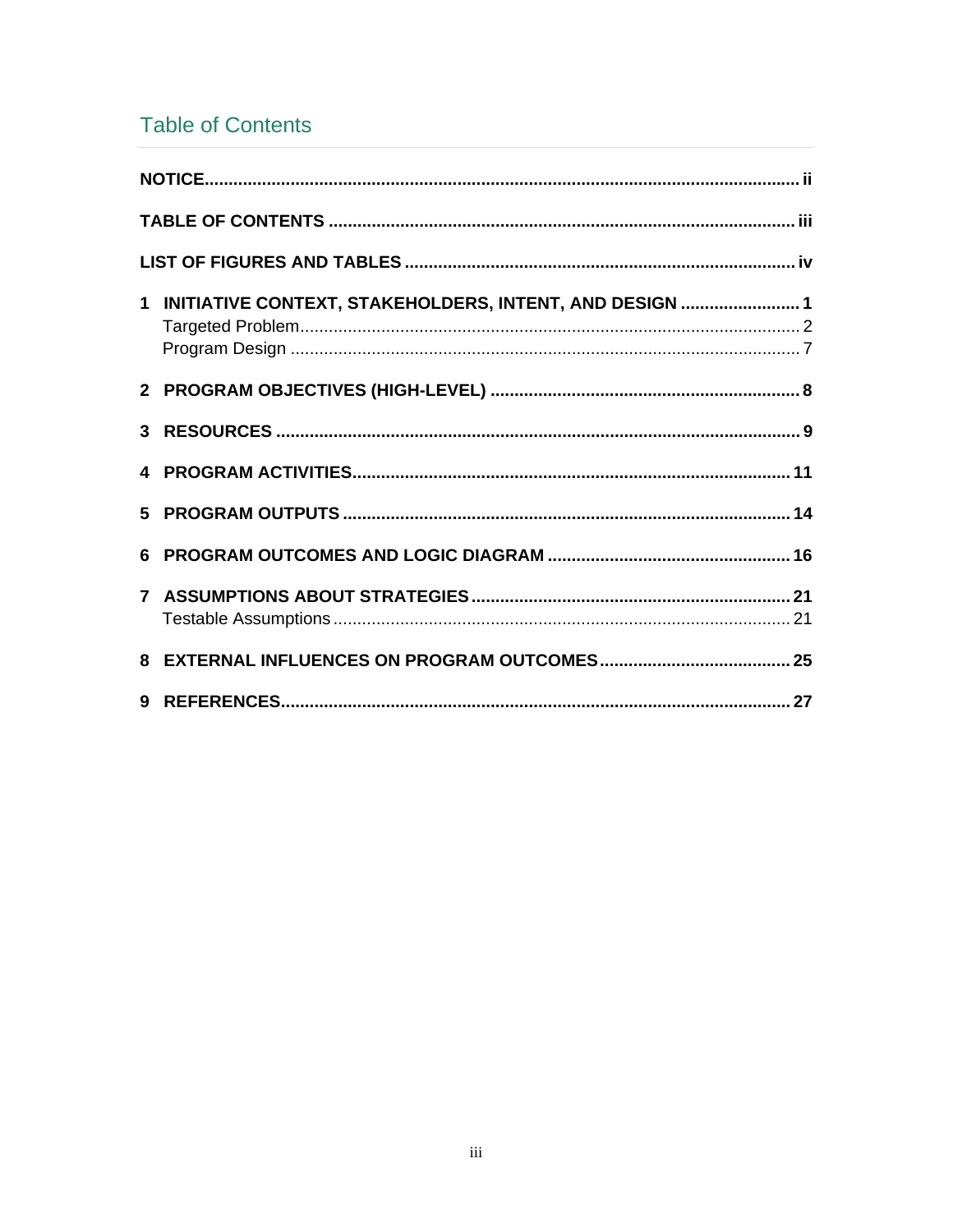# Table of Contents

**NOTICE** ... ii

**TABLE OF CONTENTS** ... iii

**LIST OF FIGURES AND TABLES** ... iv

**1 INITIATIVE CONTEXT, STAKEHOLDERS, INTENT, AND DESIGN** ... 1
- Targeted Problem ... 2
- Program Design ... 7

**2 PROGRAM OBJECTIVES (HIGH-LEVEL)** ... 8

**3 RESOURCES** ... 9

**4 PROGRAM ACTIVITIES** ... 11

**5 PROGRAM OUTPUTS** ... 14

**6 PROGRAM OUTCOMES AND LOGIC DIAGRAM** ... 16

**7 ASSUMPTIONS ABOUT STRATEGIES** ... 21
- Testable Assumptions ... 21

**8 EXTERNAL INFLUENCES ON PROGRAM OUTCOMES** ... 25

**9 REFERENCES** ... 27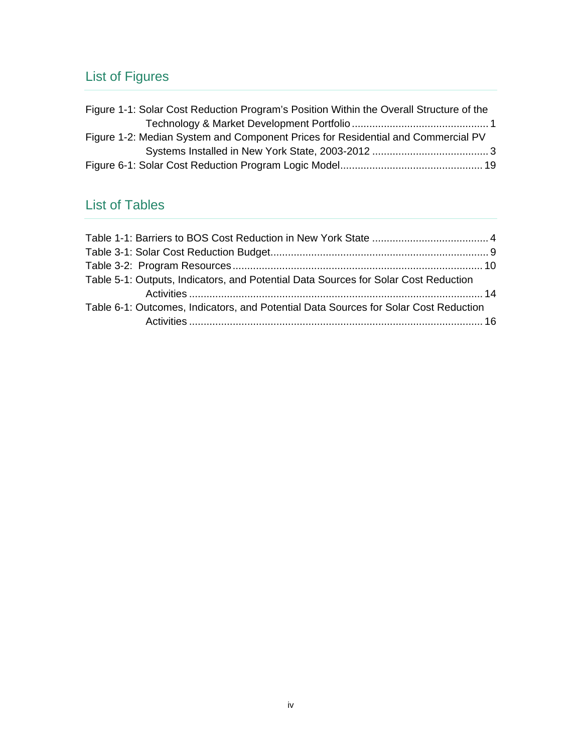## List of Figures

Figure 1-1: Solar Cost Reduction Program's Position Within the Overall Structure of the Technology & Market Development Portfolio ............................................. 1
Figure 1-2: Median System and Component Prices for Residential and Commercial PV Systems Installed in New York State, 2003-2012 ....................................... 3
Figure 6-1: Solar Cost Reduction Program Logic Model................................................ 19

## List of Tables

Table 1-1: Barriers to BOS Cost Reduction in New York State ....................................... 4
Table 3-1: Solar Cost Reduction Budget.......................................................................... 9
Table 3-2: Program Resources ..................................................................................... 10
Table 5-1: Outputs, Indicators, and Potential Data Sources for Solar Cost Reduction Activities ................................................................................................... 14
Table 6-1: Outcomes, Indicators, and Potential Data Sources for Solar Cost Reduction Activities ................................................................................................... 16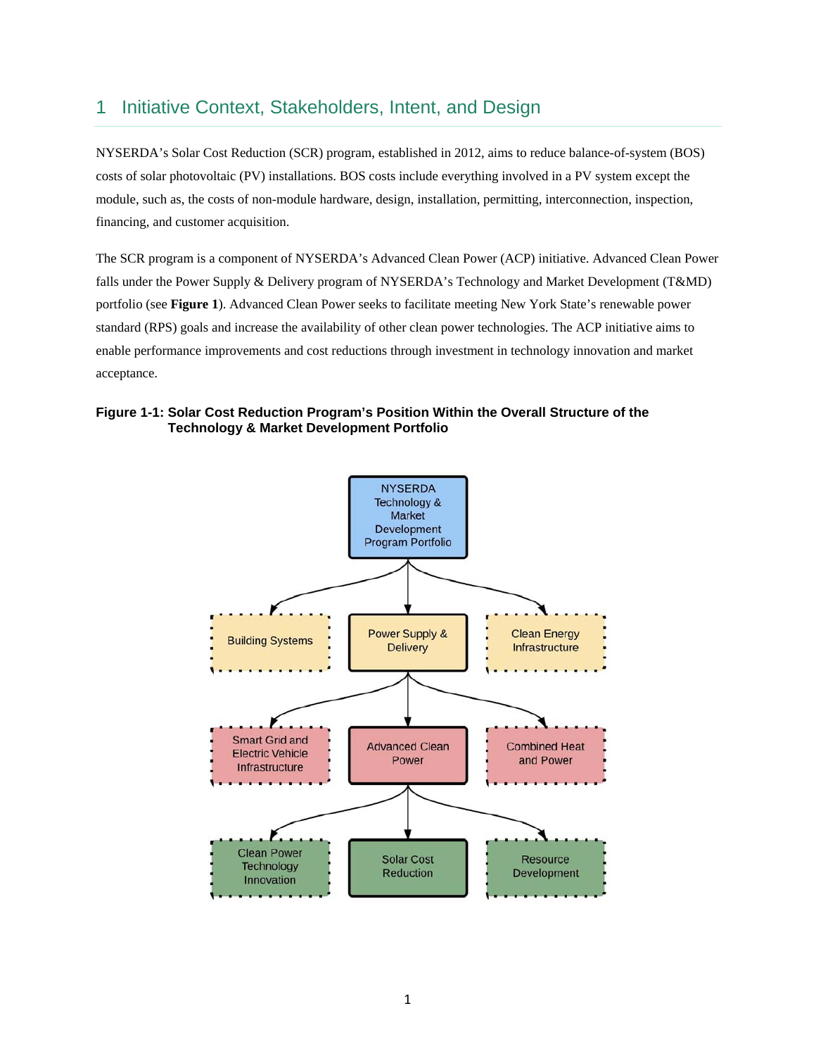# 1 Initiative Context, Stakeholders, Intent, and Design

NYSERDA's Solar Cost Reduction (SCR) program, established in 2012, aims to reduce balance-of-system (BOS) costs of solar photovoltaic (PV) installations. BOS costs include everything involved in a PV system except the module, such as, the costs of non-module hardware, design, installation, permitting, interconnection, inspection, financing, and customer acquisition.

The SCR program is a component of NYSERDA's Advanced Clean Power (ACP) initiative. Advanced Clean Power falls under the Power Supply & Delivery program of NYSERDA's Technology and Market Development (T&MD) portfolio (see **Figure 1**). Advanced Clean Power seeks to facilitate meeting New York State's renewable power standard (RPS) goals and increase the availability of other clean power technologies. The ACP initiative aims to enable performance improvements and cost reductions through investment in technology innovation and market acceptance.

**Figure 1-1: Solar Cost Reduction Program's Position Within the Overall Structure of the Technology & Market Development Portfolio**

- NYSERDA Technology & Market Development Program Portfolio
  - Building Systems
  - Power Supply & Delivery
    - Smart Grid and Electric Vehicle Infrastructure
    - Advanced Clean Power
      - Clean Power Technology Innovation
      - Solar Cost Reduction
      - Resource Development
    - Combined Heat and Power
  - Clean Energy Infrastructure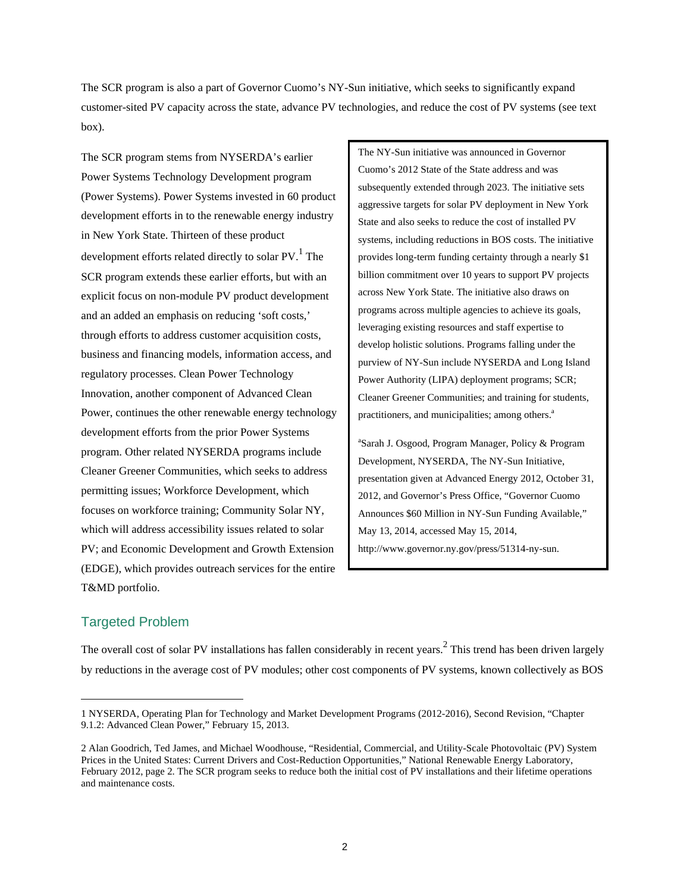The SCR program is also a part of Governor Cuomo's NY-Sun initiative, which seeks to significantly expand customer-sited PV capacity across the state, advance PV technologies, and reduce the cost of PV systems (see text box).

The SCR program stems from NYSERDA's earlier Power Systems Technology Development program (Power Systems). Power Systems invested in 60 product development efforts in to the renewable energy industry in New York State. Thirteen of these product development efforts related directly to solar PV.[1] The SCR program extends these earlier efforts, but with an explicit focus on non-module PV product development and an added an emphasis on reducing 'soft costs,' through efforts to address customer acquisition costs, business and financing models, information access, and regulatory processes. Clean Power Technology Innovation, another component of Advanced Clean Power, continues the other renewable energy technology development efforts from the prior Power Systems program. Other related NYSERDA programs include Cleaner Greener Communities, which seeks to address permitting issues; Workforce Development, which focuses on workforce training; Community Solar NY, which will address accessibility issues related to solar PV; and Economic Development and Growth Extension (EDGE), which provides outreach services for the entire T&MD portfolio.

> The NY-Sun initiative was announced in Governor Cuomo's 2012 State of the State address and was subsequently extended through 2023. The initiative sets aggressive targets for solar PV deployment in New York State and also seeks to reduce the cost of installed PV systems, including reductions in BOS costs. The initiative provides long-term funding certainty through a nearly $1 billion commitment over 10 years to support PV projects across New York State. The initiative also draws on programs across multiple agencies to achieve its goals, leveraging existing resources and staff expertise to develop holistic solutions. Programs falling under the purview of NY-Sun include NYSERDA and Long Island Power Authority (LIPA) deployment programs; SCR; Cleaner Greener Communities; and training for students, practitioners, and municipalities; among others.[a]
>
> [a]Sarah J. Osgood, Program Manager, Policy & Program Development, NYSERDA, The NY-Sun Initiative, presentation given at Advanced Energy 2012, October 31, 2012, and Governor's Press Office, "Governor Cuomo Announces $60 Million in NY-Sun Funding Available," May 13, 2014, accessed May 15, 2014, http://www.governor.ny.gov/press/51314-ny-sun.

## Targeted Problem

The overall cost of solar PV installations has fallen considerably in recent years.[2] This trend has been driven largely by reductions in the average cost of PV modules; other cost components of PV systems, known collectively as BOS

---

1 NYSERDA, Operating Plan for Technology and Market Development Programs (2012-2016), Second Revision, "Chapter 9.1.2: Advanced Clean Power," February 15, 2013.

2 Alan Goodrich, Ted James, and Michael Woodhouse, "Residential, Commercial, and Utility-Scale Photovoltaic (PV) System Prices in the United States: Current Drivers and Cost-Reduction Opportunities," National Renewable Energy Laboratory, February 2012, page 2. The SCR program seeks to reduce both the initial cost of PV installations and their lifetime operations and maintenance costs.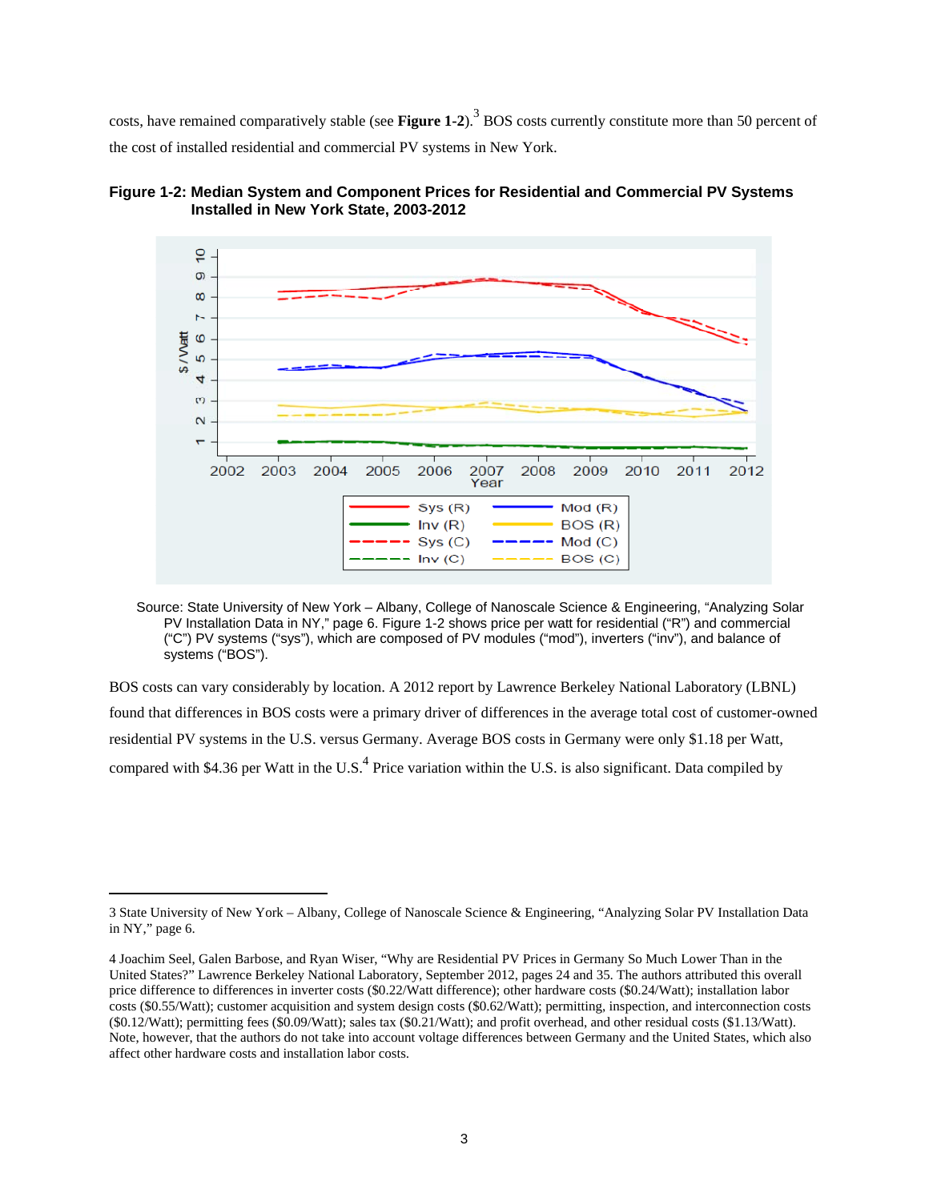costs, have remained comparatively stable (see **Figure 1-2**).[3] BOS costs currently constitute more than 50 percent of the cost of installed residential and commercial PV systems in New York.

**Figure 1-2: Median System and Component Prices for Residential and Commercial PV Systems Installed in New York State, 2003-2012**

Source: State University of New York – Albany, College of Nanoscale Science & Engineering, "Analyzing Solar PV Installation Data in NY," page 6. Figure 1-2 shows price per watt for residential ("R") and commercial ("C") PV systems ("sys"), which are composed of PV modules ("mod"), inverters ("inv"), and balance of systems ("BOS").

BOS costs can vary considerably by location. A 2012 report by Lawrence Berkeley National Laboratory (LBNL) found that differences in BOS costs were a primary driver of differences in the average total cost of customer-owned residential PV systems in the U.S. versus Germany. Average BOS costs in Germany were only $1.18 per Watt, compared with $4.36 per Watt in the U.S.[4] Price variation within the U.S. is also significant. Data compiled by

---

3 State University of New York – Albany, College of Nanoscale Science & Engineering, "Analyzing Solar PV Installation Data in NY," page 6.

4 Joachim Seel, Galen Barbose, and Ryan Wiser, "Why are Residential PV Prices in Germany So Much Lower Than in the United States?" Lawrence Berkeley National Laboratory, September 2012, pages 24 and 35. The authors attributed this overall price difference to differences in inverter costs ($0.22/Watt difference); other hardware costs ($0.24/Watt); installation labor costs ($0.55/Watt); customer acquisition and system design costs ($0.62/Watt); permitting, inspection, and interconnection costs ($0.12/Watt); permitting fees ($0.09/Watt); sales tax ($0.21/Watt); and profit overhead, and other residual costs ($1.13/Watt). Note, however, that the authors do not take into account voltage differences between Germany and the United States, which also affect other hardware costs and installation labor costs.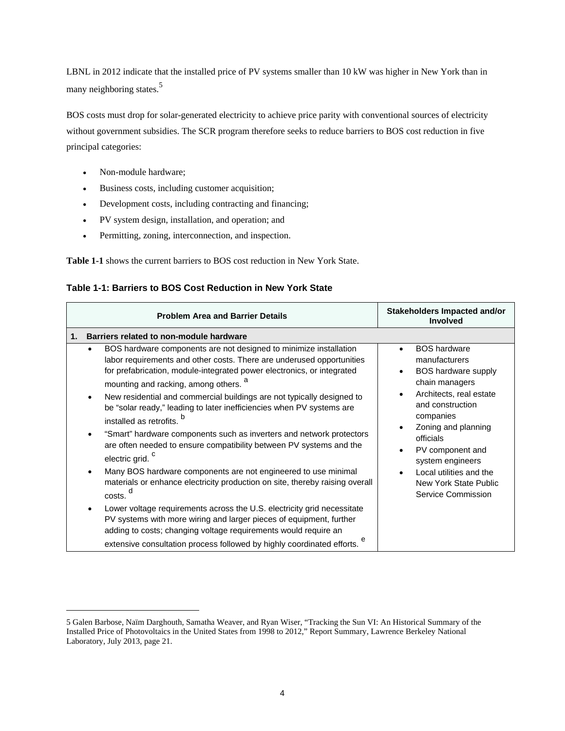LBNL in 2012 indicate that the installed price of PV systems smaller than 10 kW was higher in New York than in many neighboring states.[5]

BOS costs must drop for solar-generated electricity to achieve price parity with conventional sources of electricity without government subsidies. The SCR program therefore seeks to reduce barriers to BOS cost reduction in five principal categories:

- Non-module hardware;
- Business costs, including customer acquisition;
- Development costs, including contracting and financing;
- PV system design, installation, and operation; and
- Permitting, zoning, interconnection, and inspection.

**Table 1-1** shows the current barriers to BOS cost reduction in New York State.

**Table 1-1: Barriers to BOS Cost Reduction in New York State**

| Problem Area and Barrier Details | Stakeholders Impacted and/or Involved |
|---|---|
| **1. Barriers related to non-module hardware** | |
| • BOS hardware components are not designed to minimize installation labor requirements and other costs. There are underused opportunities for prefabrication, module-integrated power electronics, or integrated mounting and racking, among others. [a]<br>• New residential and commercial buildings are not typically designed to be "solar ready," leading to later inefficiencies when PV systems are installed as retrofits. [b]<br>• "Smart" hardware components such as inverters and network protectors are often needed to ensure compatibility between PV systems and the electric grid. [c]<br>• Many BOS hardware components are not engineered to use minimal materials or enhance electricity production on site, thereby raising overall costs. [d]<br>• Lower voltage requirements across the U.S. electricity grid necessitate PV systems with more wiring and larger pieces of equipment, further adding to costs; changing voltage requirements would require an extensive consultation process followed by highly coordinated efforts. [e] | • BOS hardware manufacturers<br>• BOS hardware supply chain managers<br>• Architects, real estate and construction companies<br>• Zoning and planning officials<br>• PV component and system engineers<br>• Local utilities and the New York State Public Service Commission |

5 Galen Barbose, Naïm Darghouth, Samatha Weaver, and Ryan Wiser, "Tracking the Sun VI: An Historical Summary of the Installed Price of Photovoltaics in the United States from 1998 to 2012," Report Summary, Lawrence Berkeley National Laboratory, July 2013, page 21.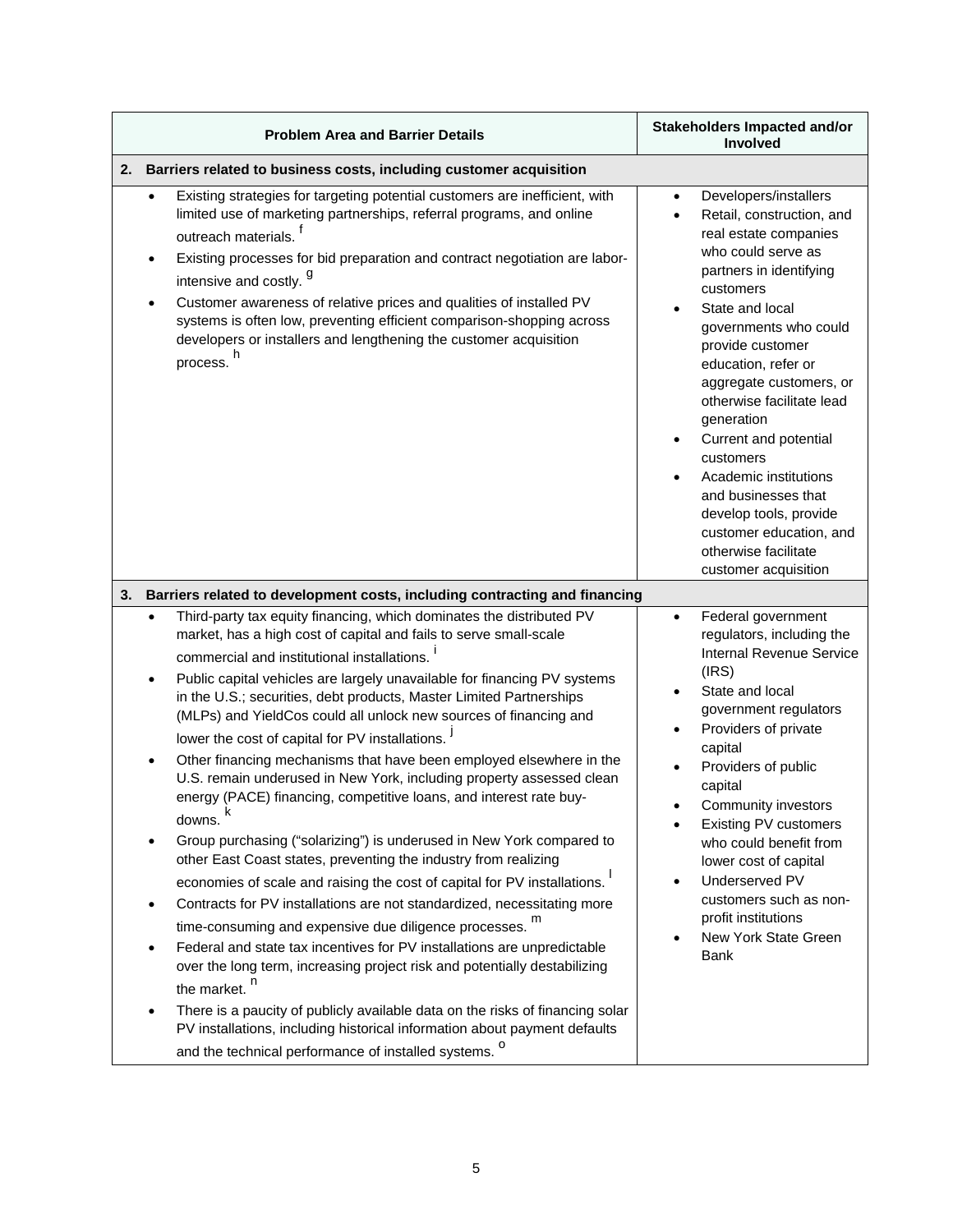| Problem Area and Barrier Details | Stakeholders Impacted and/or Involved |
|---|---|
| **2. Barriers related to business costs, including customer acquisition** | |
| • Existing strategies for targeting potential customers are inefficient, with limited use of marketing partnerships, referral programs, and online outreach materials. [f]<br>• Existing processes for bid preparation and contract negotiation are labor-intensive and costly. [g]<br>• Customer awareness of relative prices and qualities of installed PV systems is often low, preventing efficient comparison-shopping across developers or installers and lengthening the customer acquisition process. [h] | • Developers/installers<br>• Retail, construction, and real estate companies who could serve as partners in identifying customers<br>• State and local governments who could provide customer education, refer or aggregate customers, or otherwise facilitate lead generation<br>• Current and potential customers<br>• Academic institutions and businesses that develop tools, provide customer education, and otherwise facilitate customer acquisition |
| **3. Barriers related to development costs, including contracting and financing** | |
| • Third-party tax equity financing, which dominates the distributed PV market, has a high cost of capital and fails to serve small-scale commercial and institutional installations. [i]<br>• Public capital vehicles are largely unavailable for financing PV systems in the U.S.; securities, debt products, Master Limited Partnerships (MLPs) and YieldCos could all unlock new sources of financing and lower the cost of capital for PV installations. [j]<br>• Other financing mechanisms that have been employed elsewhere in the U.S. remain underused in New York, including property assessed clean energy (PACE) financing, competitive loans, and interest rate buy-downs. [k]<br>• Group purchasing ("solarizing") is underused in New York compared to other East Coast states, preventing the industry from realizing economies of scale and raising the cost of capital for PV installations. [l]<br>• Contracts for PV installations are not standardized, necessitating more time-consuming and expensive due diligence processes. [m]<br>• Federal and state tax incentives for PV installations are unpredictable over the long term, increasing project risk and potentially destabilizing the market. [n]<br>• There is a paucity of publicly available data on the risks of financing solar PV installations, including historical information about payment defaults and the technical performance of installed systems. [o] | • Federal government regulators, including the Internal Revenue Service (IRS)<br>• State and local government regulators<br>• Providers of private capital<br>• Providers of public capital<br>• Community investors<br>• Existing PV customers who could benefit from lower cost of capital<br>• Underserved PV customers such as non-profit institutions<br>• New York State Green Bank |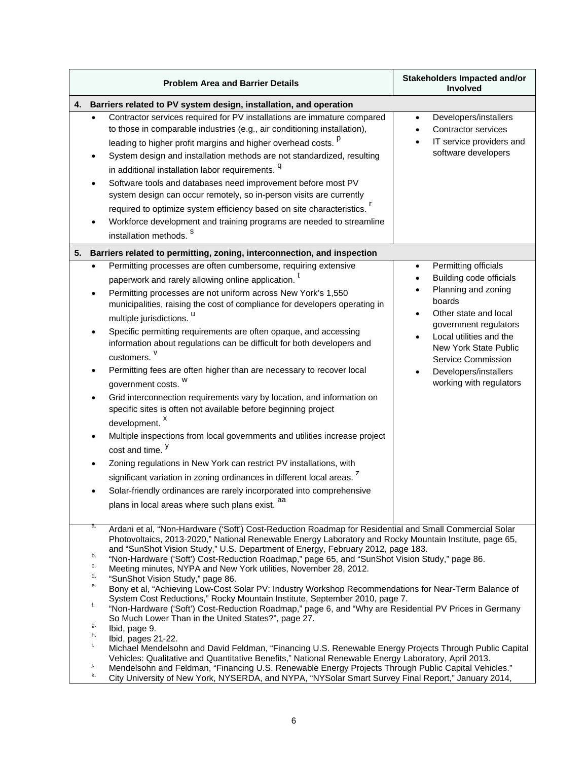| Problem Area and Barrier Details | Stakeholders Impacted and/or Involved |
|---|---|
| **4. Barriers related to PV system design, installation, and operation** | |
| • Contractor services required for PV installations are immature compared to those in comparable industries (e.g., air conditioning installation), leading to higher profit margins and higher overhead costs. [p]<br>• System design and installation methods are not standardized, resulting in additional installation labor requirements. [q]<br>• Software tools and databases need improvement before most PV system design can occur remotely, so in-person visits are currently required to optimize system efficiency based on site characteristics. [r]<br>• Workforce development and training programs are needed to streamline installation methods. [s] | • Developers/installers<br>• Contractor services<br>• IT service providers and software developers |
| **5. Barriers related to permitting, zoning, interconnection, and inspection** | |
| • Permitting processes are often cumbersome, requiring extensive paperwork and rarely allowing online application. [t]<br>• Permitting processes are not uniform across New York's 1,550 municipalities, raising the cost of compliance for developers operating in multiple jurisdictions. [u]<br>• Specific permitting requirements are often opaque, and accessing information about regulations can be difficult for both developers and customers. [v]<br>• Permitting fees are often higher than are necessary to recover local government costs. [w]<br>• Grid interconnection requirements vary by location, and information on specific sites is often not available before beginning project development. [x]<br>• Multiple inspections from local governments and utilities increase project cost and time. [y]<br>• Zoning regulations in New York can restrict PV installations, with significant variation in zoning ordinances in different local areas. [z]<br>• Solar-friendly ordinances are rarely incorporated into comprehensive plans in local areas where such plans exist. [aa] | • Permitting officials<br>• Building code officials<br>• Planning and zoning boards<br>• Other state and local government regulators<br>• Local utilities and the New York State Public Service Commission<br>• Developers/installers working with regulators |

a. Ardani et al, "Non-Hardware ('Soft') Cost-Reduction Roadmap for Residential and Small Commercial Solar Photovoltaics, 2013-2020," National Renewable Energy Laboratory and Rocky Mountain Institute, page 65, and "SunShot Vision Study," U.S. Department of Energy, February 2012, page 183.
b. "Non-Hardware ('Soft') Cost-Reduction Roadmap," page 65, and "SunShot Vision Study," page 86.
c. Meeting minutes, NYPA and New York utilities, November 28, 2012.
d. "SunShot Vision Study," page 86.
e. Bony et al, "Achieving Low-Cost Solar PV: Industry Workshop Recommendations for Near-Term Balance of System Cost Reductions," Rocky Mountain Institute, September 2010, page 7.
f. "Non-Hardware ('Soft') Cost-Reduction Roadmap," page 6, and "Why are Residential PV Prices in Germany So Much Lower Than in the United States?", page 27.
g. Ibid, page 9.
h. Ibid, pages 21-22.
i. Michael Mendelsohn and David Feldman, "Financing U.S. Renewable Energy Projects Through Public Capital Vehicles: Qualitative and Quantitative Benefits," National Renewable Energy Laboratory, April 2013.
j. Mendelsohn and Feldman, "Financing U.S. Renewable Energy Projects Through Public Capital Vehicles."
k. City University of New York, NYSERDA, and NYPA, "NYSolar Smart Survey Final Report," January 2014,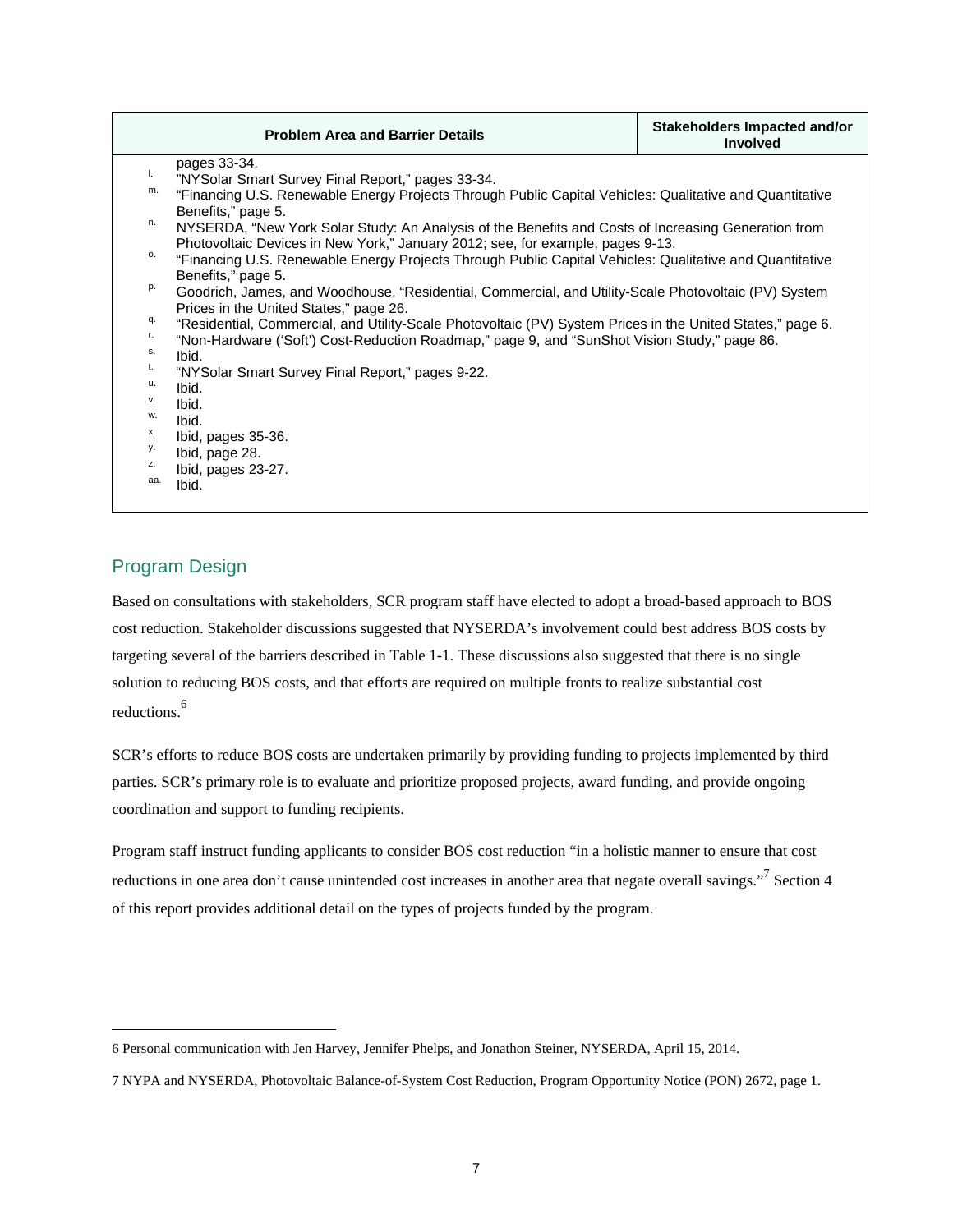| Problem Area and Barrier Details | Stakeholders Impacted and/or Involved |
|---|---|
| pages 33-34.<br>l. "NYSolar Smart Survey Final Report," pages 33-34.<br>m. "Financing U.S. Renewable Energy Projects Through Public Capital Vehicles: Qualitative and Quantitative Benefits," page 5.<br>n. NYSERDA, "New York Solar Study: An Analysis of the Benefits and Costs of Increasing Generation from Photovoltaic Devices in New York," January 2012; see, for example, pages 9-13.<br>o. "Financing U.S. Renewable Energy Projects Through Public Capital Vehicles: Qualitative and Quantitative Benefits," page 5.<br>p. Goodrich, James, and Woodhouse, "Residential, Commercial, and Utility-Scale Photovoltaic (PV) System Prices in the United States," page 26.<br>q. "Residential, Commercial, and Utility-Scale Photovoltaic (PV) System Prices in the United States," page 6.<br>r. "Non-Hardware ('Soft') Cost-Reduction Roadmap," page 9, and "SunShot Vision Study," page 86.<br>s. Ibid.<br>t. "NYSolar Smart Survey Final Report," pages 9-22.<br>u. Ibid.<br>v. Ibid.<br>w. Ibid.<br>x. Ibid, pages 35-36.<br>y. Ibid, page 28.<br>z. Ibid, pages 23-27.<br>aa. Ibid. | |

## Program Design

Based on consultations with stakeholders, SCR program staff have elected to adopt a broad-based approach to BOS cost reduction. Stakeholder discussions suggested that NYSERDA's involvement could best address BOS costs by targeting several of the barriers described in Table 1-1. These discussions also suggested that there is no single solution to reducing BOS costs, and that efforts are required on multiple fronts to realize substantial cost reductions.[6]

SCR's efforts to reduce BOS costs are undertaken primarily by providing funding to projects implemented by third parties. SCR's primary role is to evaluate and prioritize proposed projects, award funding, and provide ongoing coordination and support to funding recipients.

Program staff instruct funding applicants to consider BOS cost reduction "in a holistic manner to ensure that cost reductions in one area don't cause unintended cost increases in another area that negate overall savings."[7] Section 4 of this report provides additional detail on the types of projects funded by the program.

---

6 Personal communication with Jen Harvey, Jennifer Phelps, and Jonathon Steiner, NYSERDA, April 15, 2014.

7 NYPA and NYSERDA, Photovoltaic Balance-of-System Cost Reduction, Program Opportunity Notice (PON) 2672, page 1.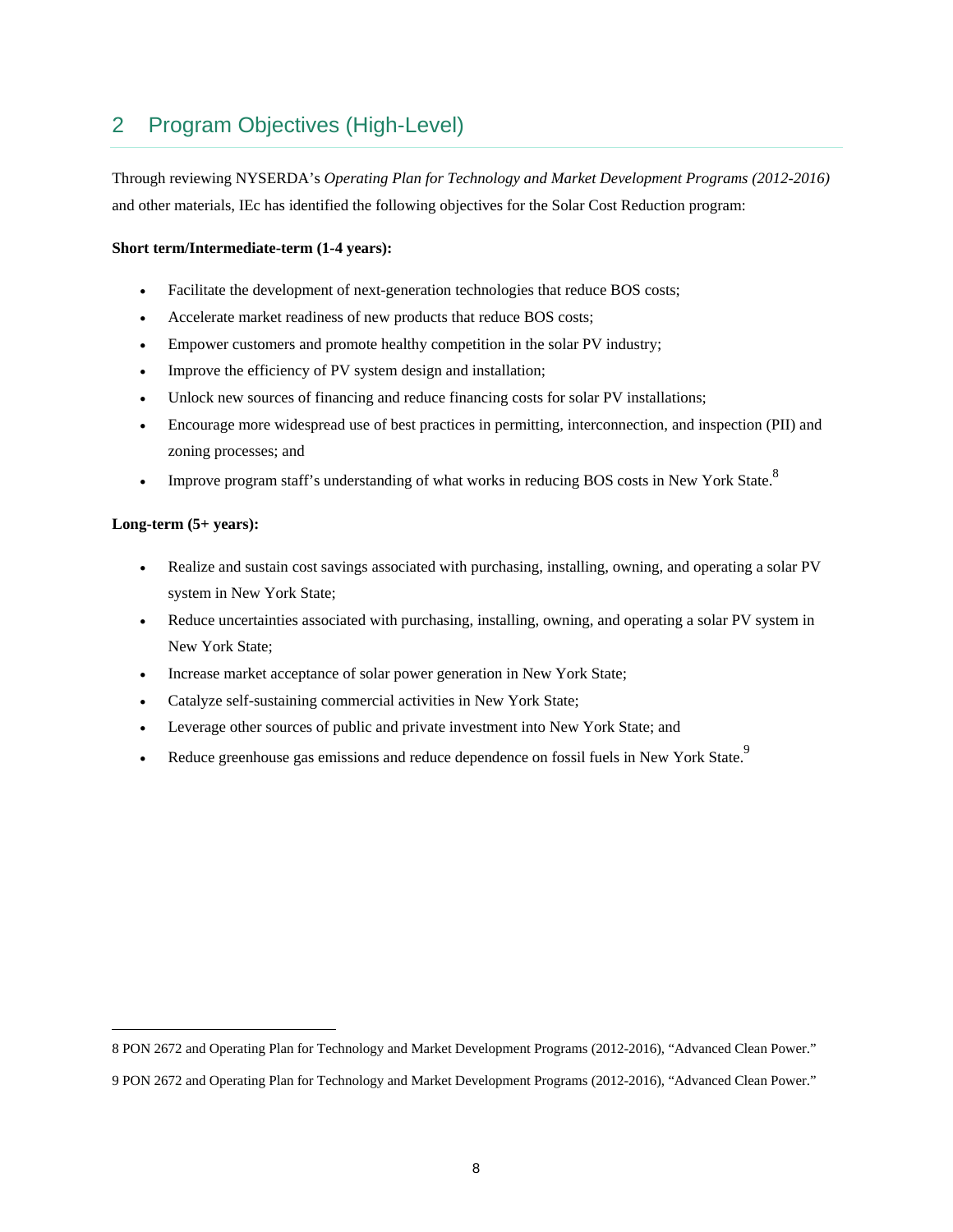## 2 Program Objectives (High-Level)

Through reviewing NYSERDA's *Operating Plan for Technology and Market Development Programs (2012-2016)* and other materials, IEc has identified the following objectives for the Solar Cost Reduction program:

**Short term/Intermediate-term (1-4 years):**

- Facilitate the development of next-generation technologies that reduce BOS costs;
- Accelerate market readiness of new products that reduce BOS costs;
- Empower customers and promote healthy competition in the solar PV industry;
- Improve the efficiency of PV system design and installation;
- Unlock new sources of financing and reduce financing costs for solar PV installations;
- Encourage more widespread use of best practices in permitting, interconnection, and inspection (PII) and zoning processes; and
- Improve program staff's understanding of what works in reducing BOS costs in New York State.[8]

**Long-term (5+ years):**

- Realize and sustain cost savings associated with purchasing, installing, owning, and operating a solar PV system in New York State;
- Reduce uncertainties associated with purchasing, installing, owning, and operating a solar PV system in New York State;
- Increase market acceptance of solar power generation in New York State;
- Catalyze self-sustaining commercial activities in New York State;
- Leverage other sources of public and private investment into New York State; and
- Reduce greenhouse gas emissions and reduce dependence on fossil fuels in New York State.[9]

---

8 PON 2672 and Operating Plan for Technology and Market Development Programs (2012-2016), "Advanced Clean Power."

9 PON 2672 and Operating Plan for Technology and Market Development Programs (2012-2016), "Advanced Clean Power."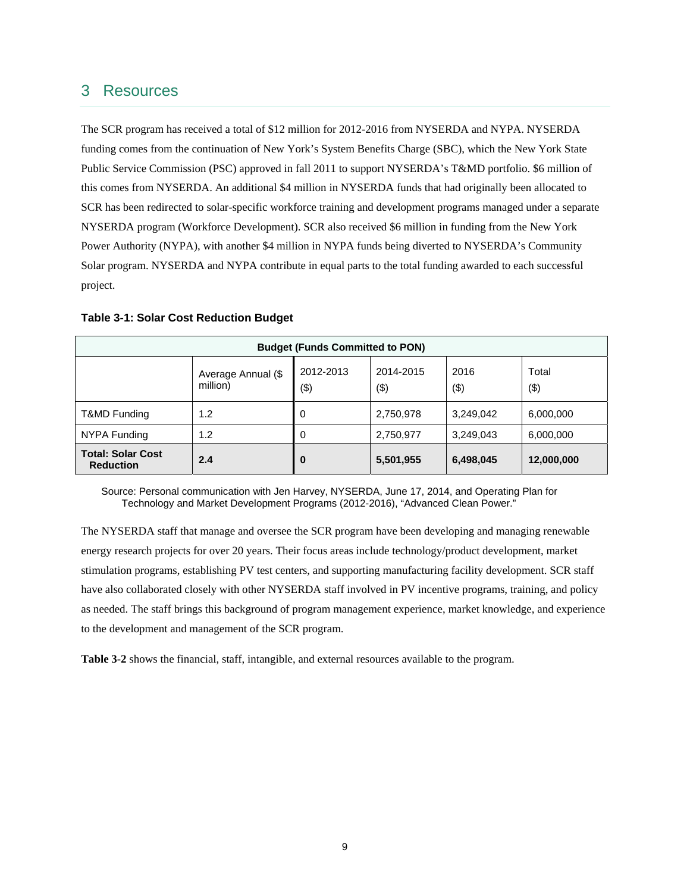# 3 Resources

The SCR program has received a total of $12 million for 2012-2016 from NYSERDA and NYPA. NYSERDA funding comes from the continuation of New York's System Benefits Charge (SBC), which the New York State Public Service Commission (PSC) approved in fall 2011 to support NYSERDA's T&MD portfolio. $6 million of this comes from NYSERDA. An additional $4 million in NYSERDA funds that had originally been allocated to SCR has been redirected to solar-specific workforce training and development programs managed under a separate NYSERDA program (Workforce Development). SCR also received $6 million in funding from the New York Power Authority (NYPA), with another $4 million in NYPA funds being diverted to NYSERDA's Community Solar program. NYSERDA and NYPA contribute in equal parts to the total funding awarded to each successful project.

**Table 3-1: Solar Cost Reduction Budget**

| Budget (Funds Committed to PON) | | | | | |
|---|---|---|---|---|---|
| | Average Annual ($ million) | 2012-2013 ($) | 2014-2015 ($) | 2016 ($) | Total ($) |
| T&MD Funding | 1.2 | 0 | 2,750,978 | 3,249,042 | 6,000,000 |
| NYPA Funding | 1.2 | 0 | 2,750,977 | 3,249,043 | 6,000,000 |
| **Total: Solar Cost Reduction** | **2.4** | **0** | **5,501,955** | **6,498,045** | **12,000,000** |

Source: Personal communication with Jen Harvey, NYSERDA, June 17, 2014, and Operating Plan for Technology and Market Development Programs (2012-2016), "Advanced Clean Power."

The NYSERDA staff that manage and oversee the SCR program have been developing and managing renewable energy research projects for over 20 years. Their focus areas include technology/product development, market stimulation programs, establishing PV test centers, and supporting manufacturing facility development. SCR staff have also collaborated closely with other NYSERDA staff involved in PV incentive programs, training, and policy as needed. The staff brings this background of program management experience, market knowledge, and experience to the development and management of the SCR program.

**Table 3-2** shows the financial, staff, intangible, and external resources available to the program.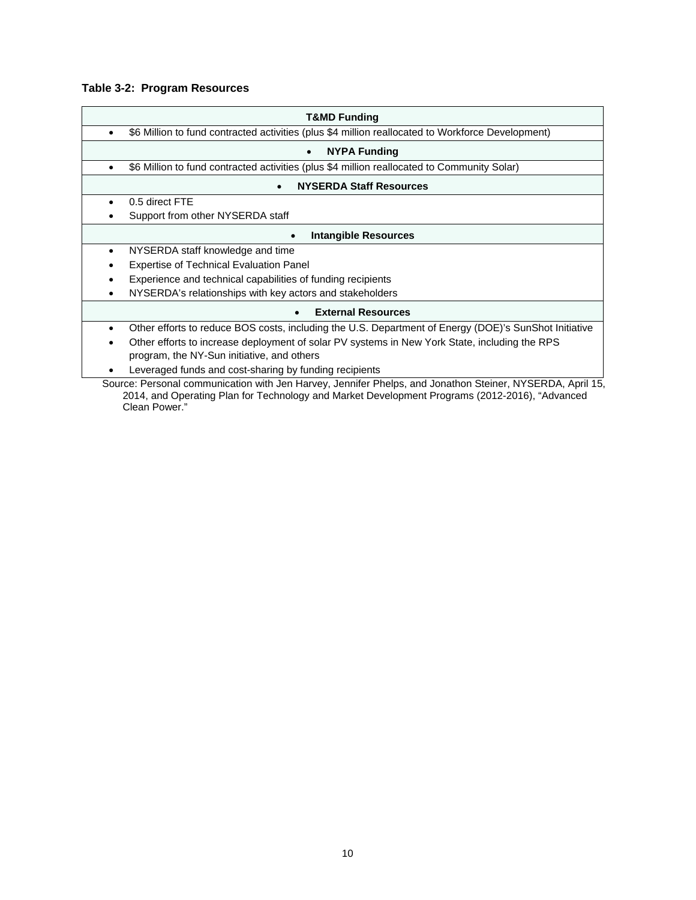**Table 3-2: Program Resources**

| T&MD Funding |
| --- |
| • $6 Million to fund contracted activities (plus $4 million reallocated to Workforce Development) |
| **NYPA Funding** |
| • $6 Million to fund contracted activities (plus $4 million reallocated to Community Solar) |
| **NYSERDA Staff Resources** |
| • 0.5 direct FTE<br>• Support from other NYSERDA staff |
| **Intangible Resources** |
| • NYSERDA staff knowledge and time<br>• Expertise of Technical Evaluation Panel<br>• Experience and technical capabilities of funding recipients<br>• NYSERDA's relationships with key actors and stakeholders |
| **External Resources** |
| • Other efforts to reduce BOS costs, including the U.S. Department of Energy (DOE)'s SunShot Initiative<br>• Other efforts to increase deployment of solar PV systems in New York State, including the RPS program, the NY-Sun initiative, and others<br>• Leveraged funds and cost-sharing by funding recipients |

Source: Personal communication with Jen Harvey, Jennifer Phelps, and Jonathon Steiner, NYSERDA, April 15, 2014, and Operating Plan for Technology and Market Development Programs (2012-2016), "Advanced Clean Power."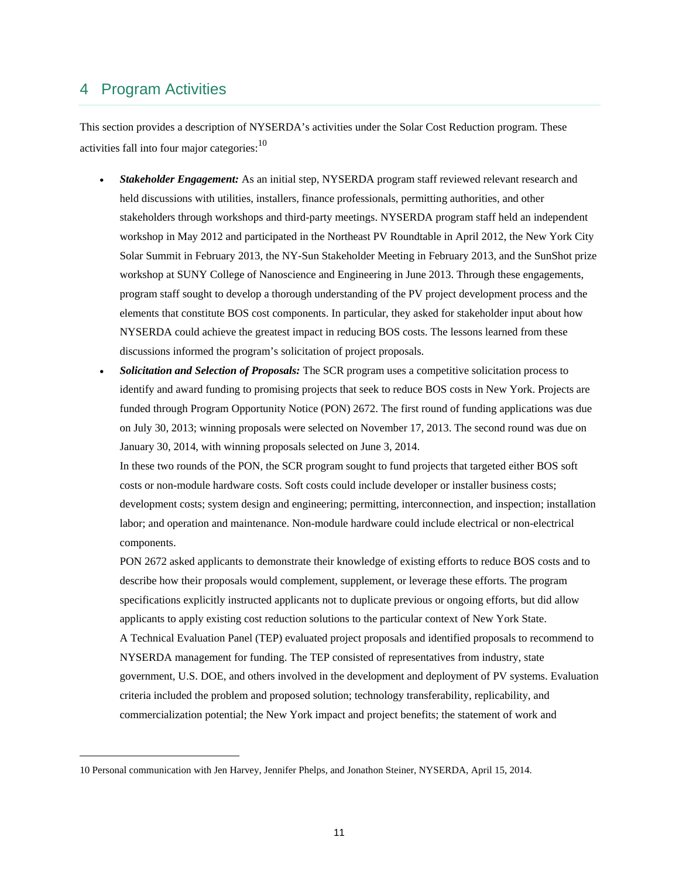# 4 Program Activities

This section provides a description of NYSERDA's activities under the Solar Cost Reduction program. These activities fall into four major categories:[10]

- ***Stakeholder Engagement:*** As an initial step, NYSERDA program staff reviewed relevant research and held discussions with utilities, installers, finance professionals, permitting authorities, and other stakeholders through workshops and third-party meetings. NYSERDA program staff held an independent workshop in May 2012 and participated in the Northeast PV Roundtable in April 2012, the New York City Solar Summit in February 2013, the NY-Sun Stakeholder Meeting in February 2013, and the SunShot prize workshop at SUNY College of Nanoscience and Engineering in June 2013. Through these engagements, program staff sought to develop a thorough understanding of the PV project development process and the elements that constitute BOS cost components. In particular, they asked for stakeholder input about how NYSERDA could achieve the greatest impact in reducing BOS costs. The lessons learned from these discussions informed the program's solicitation of project proposals.
- ***Solicitation and Selection of Proposals:*** The SCR program uses a competitive solicitation process to identify and award funding to promising projects that seek to reduce BOS costs in New York. Projects are funded through Program Opportunity Notice (PON) 2672. The first round of funding applications was due on July 30, 2013; winning proposals were selected on November 17, 2013. The second round was due on January 30, 2014, with winning proposals selected on June 3, 2014.

  In these two rounds of the PON, the SCR program sought to fund projects that targeted either BOS soft costs or non-module hardware costs. Soft costs could include developer or installer business costs; development costs; system design and engineering; permitting, interconnection, and inspection; installation labor; and operation and maintenance. Non-module hardware could include electrical or non-electrical components.

  PON 2672 asked applicants to demonstrate their knowledge of existing efforts to reduce BOS costs and to describe how their proposals would complement, supplement, or leverage these efforts. The program specifications explicitly instructed applicants not to duplicate previous or ongoing efforts, but did allow applicants to apply existing cost reduction solutions to the particular context of New York State.

  A Technical Evaluation Panel (TEP) evaluated project proposals and identified proposals to recommend to NYSERDA management for funding. The TEP consisted of representatives from industry, state government, U.S. DOE, and others involved in the development and deployment of PV systems. Evaluation criteria included the problem and proposed solution; technology transferability, replicability, and commercialization potential; the New York impact and project benefits; the statement of work and

---

10 Personal communication with Jen Harvey, Jennifer Phelps, and Jonathon Steiner, NYSERDA, April 15, 2014.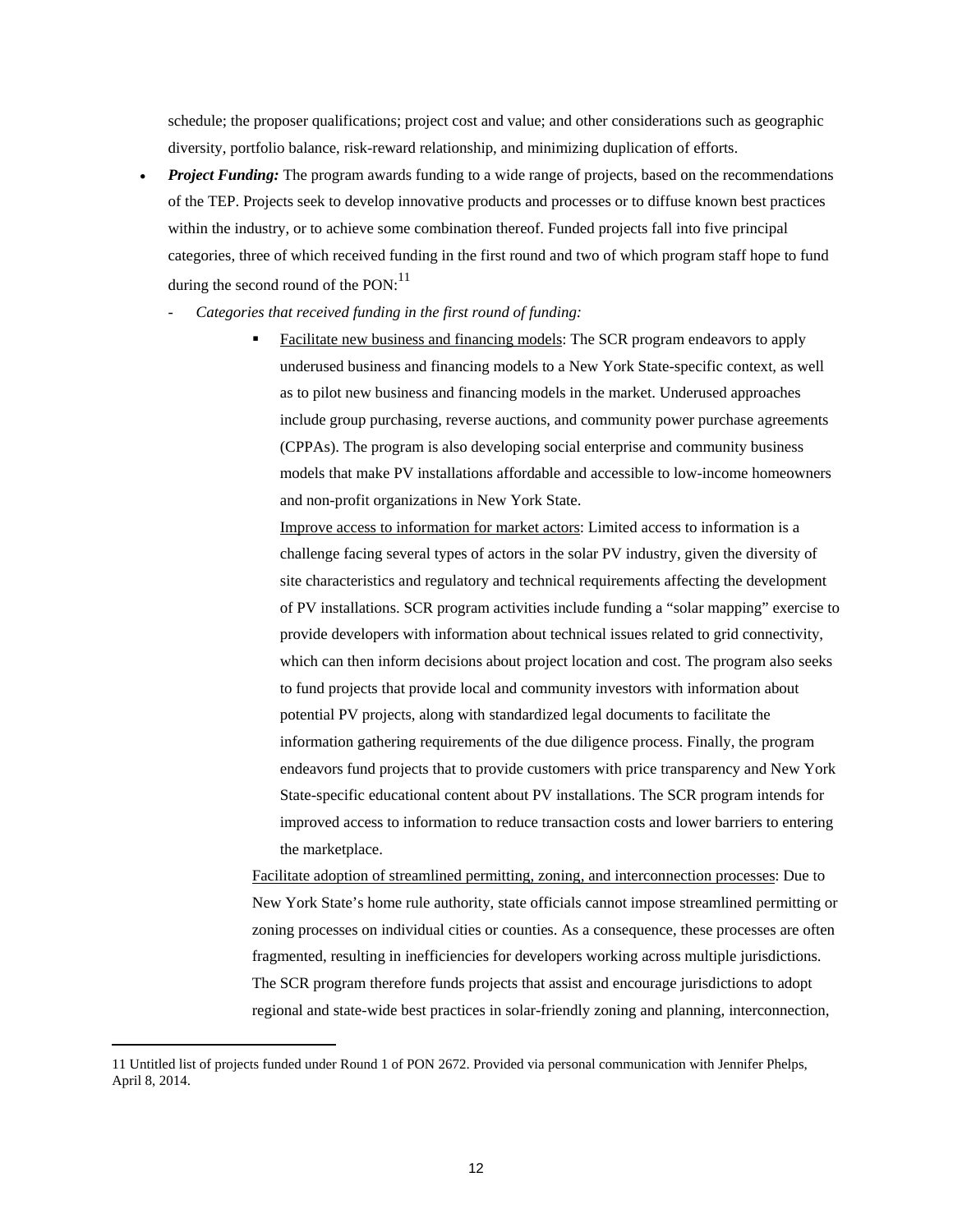schedule; the proposer qualifications; project cost and value; and other considerations such as geographic diversity, portfolio balance, risk-reward relationship, and minimizing duplication of efforts.

- ***Project Funding:*** The program awards funding to a wide range of projects, based on the recommendations of the TEP. Projects seek to develop innovative products and processes or to diffuse known best practices within the industry, or to achieve some combination thereof. Funded projects fall into five principal categories, three of which received funding in the first round and two of which program staff hope to fund during the second round of the PON:[11]
  - *Categories that received funding in the first round of funding:*
    - Facilitate new business and financing models: The SCR program endeavors to apply underused business and financing models to a New York State-specific context, as well as to pilot new business and financing models in the market. Underused approaches include group purchasing, reverse auctions, and community power purchase agreements (CPPAs). The program is also developing social enterprise and community business models that make PV installations affordable and accessible to low-income homeowners and non-profit organizations in New York State.

      Improve access to information for market actors: Limited access to information is a challenge facing several types of actors in the solar PV industry, given the diversity of site characteristics and regulatory and technical requirements affecting the development of PV installations. SCR program activities include funding a "solar mapping" exercise to provide developers with information about technical issues related to grid connectivity, which can then inform decisions about project location and cost. The program also seeks to fund projects that provide local and community investors with information about potential PV projects, along with standardized legal documents to facilitate the information gathering requirements of the due diligence process. Finally, the program endeavors fund projects that to provide customers with price transparency and New York State-specific educational content about PV installations. The SCR program intends for improved access to information to reduce transaction costs and lower barriers to entering the marketplace.

    Facilitate adoption of streamlined permitting, zoning, and interconnection processes: Due to New York State's home rule authority, state officials cannot impose streamlined permitting or zoning processes on individual cities or counties. As a consequence, these processes are often fragmented, resulting in inefficiencies for developers working across multiple jurisdictions. The SCR program therefore funds projects that assist and encourage jurisdictions to adopt regional and state-wide best practices in solar-friendly zoning and planning, interconnection,

---

11 Untitled list of projects funded under Round 1 of PON 2672. Provided via personal communication with Jennifer Phelps, April 8, 2014.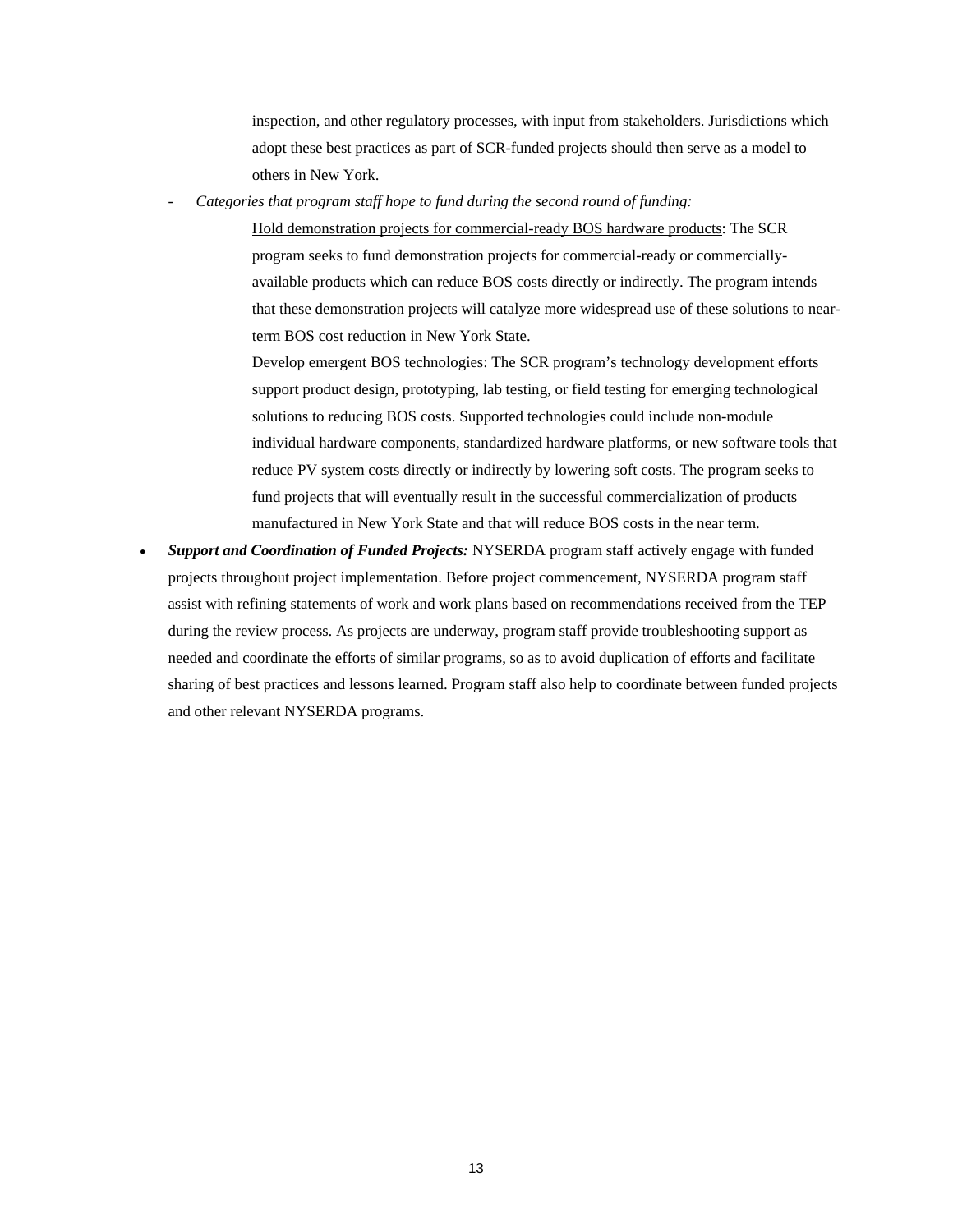inspection, and other regulatory processes, with input from stakeholders. Jurisdictions which adopt these best practices as part of SCR-funded projects should then serve as a model to others in New York.

- *Categories that program staff hope to fund during the second round of funding:*

    Hold demonstration projects for commercial-ready BOS hardware products: The SCR program seeks to fund demonstration projects for commercial-ready or commercially-available products which can reduce BOS costs directly or indirectly. The program intends that these demonstration projects will catalyze more widespread use of these solutions to near-term BOS cost reduction in New York State.

    Develop emergent BOS technologies: The SCR program's technology development efforts support product design, prototyping, lab testing, or field testing for emerging technological solutions to reducing BOS costs. Supported technologies could include non-module individual hardware components, standardized hardware platforms, or new software tools that reduce PV system costs directly or indirectly by lowering soft costs. The program seeks to fund projects that will eventually result in the successful commercialization of products manufactured in New York State and that will reduce BOS costs in the near term.

- ***Support and Coordination of Funded Projects:*** NYSERDA program staff actively engage with funded projects throughout project implementation. Before project commencement, NYSERDA program staff assist with refining statements of work and work plans based on recommendations received from the TEP during the review process. As projects are underway, program staff provide troubleshooting support as needed and coordinate the efforts of similar programs, so as to avoid duplication of efforts and facilitate sharing of best practices and lessons learned. Program staff also help to coordinate between funded projects and other relevant NYSERDA programs.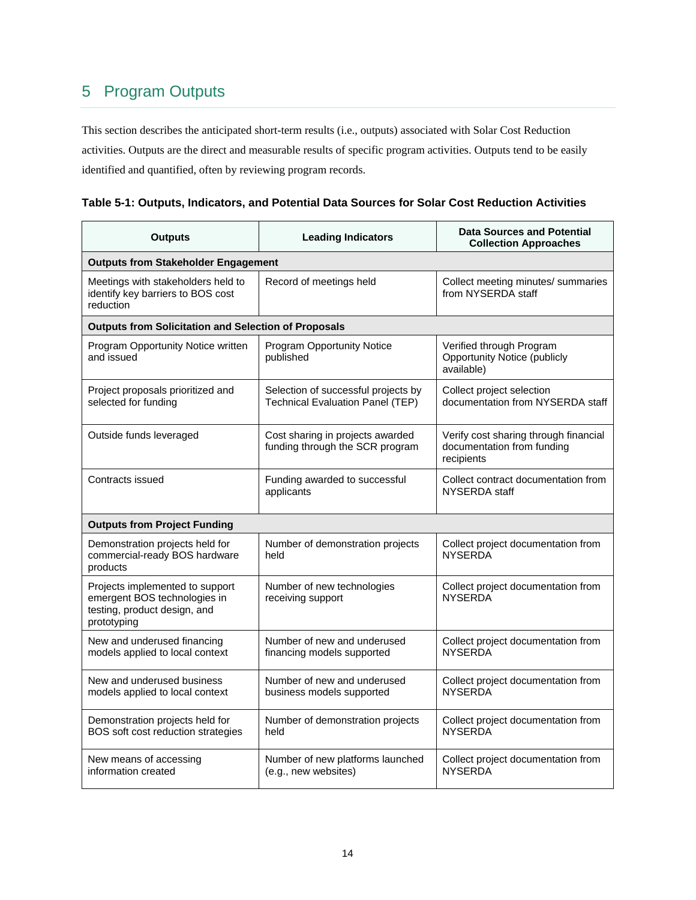# 5 Program Outputs

This section describes the anticipated short-term results (i.e., outputs) associated with Solar Cost Reduction activities. Outputs are the direct and measurable results of specific program activities. Outputs tend to be easily identified and quantified, often by reviewing program records.

**Table 5-1: Outputs, Indicators, and Potential Data Sources for Solar Cost Reduction Activities**

| Outputs | Leading Indicators | Data Sources and Potential Collection Approaches |
|---|---|---|
| **Outputs from Stakeholder Engagement** | | |
| Meetings with stakeholders held to identify key barriers to BOS cost reduction | Record of meetings held | Collect meeting minutes/ summaries from NYSERDA staff |
| **Outputs from Solicitation and Selection of Proposals** | | |
| Program Opportunity Notice written and issued | Program Opportunity Notice published | Verified through Program Opportunity Notice (publicly available) |
| Project proposals prioritized and selected for funding | Selection of successful projects by Technical Evaluation Panel (TEP) | Collect project selection documentation from NYSERDA staff |
| Outside funds leveraged | Cost sharing in projects awarded funding through the SCR program | Verify cost sharing through financial documentation from funding recipients |
| Contracts issued | Funding awarded to successful applicants | Collect contract documentation from NYSERDA staff |
| **Outputs from Project Funding** | | |
| Demonstration projects held for commercial-ready BOS hardware products | Number of demonstration projects held | Collect project documentation from NYSERDA |
| Projects implemented to support emergent BOS technologies in testing, product design, and prototyping | Number of new technologies receiving support | Collect project documentation from NYSERDA |
| New and underused financing models applied to local context | Number of new and underused financing models supported | Collect project documentation from NYSERDA |
| New and underused business models applied to local context | Number of new and underused business models supported | Collect project documentation from NYSERDA |
| Demonstration projects held for BOS soft cost reduction strategies | Number of demonstration projects held | Collect project documentation from NYSERDA |
| New means of accessing information created | Number of new platforms launched (e.g., new websites) | Collect project documentation from NYSERDA |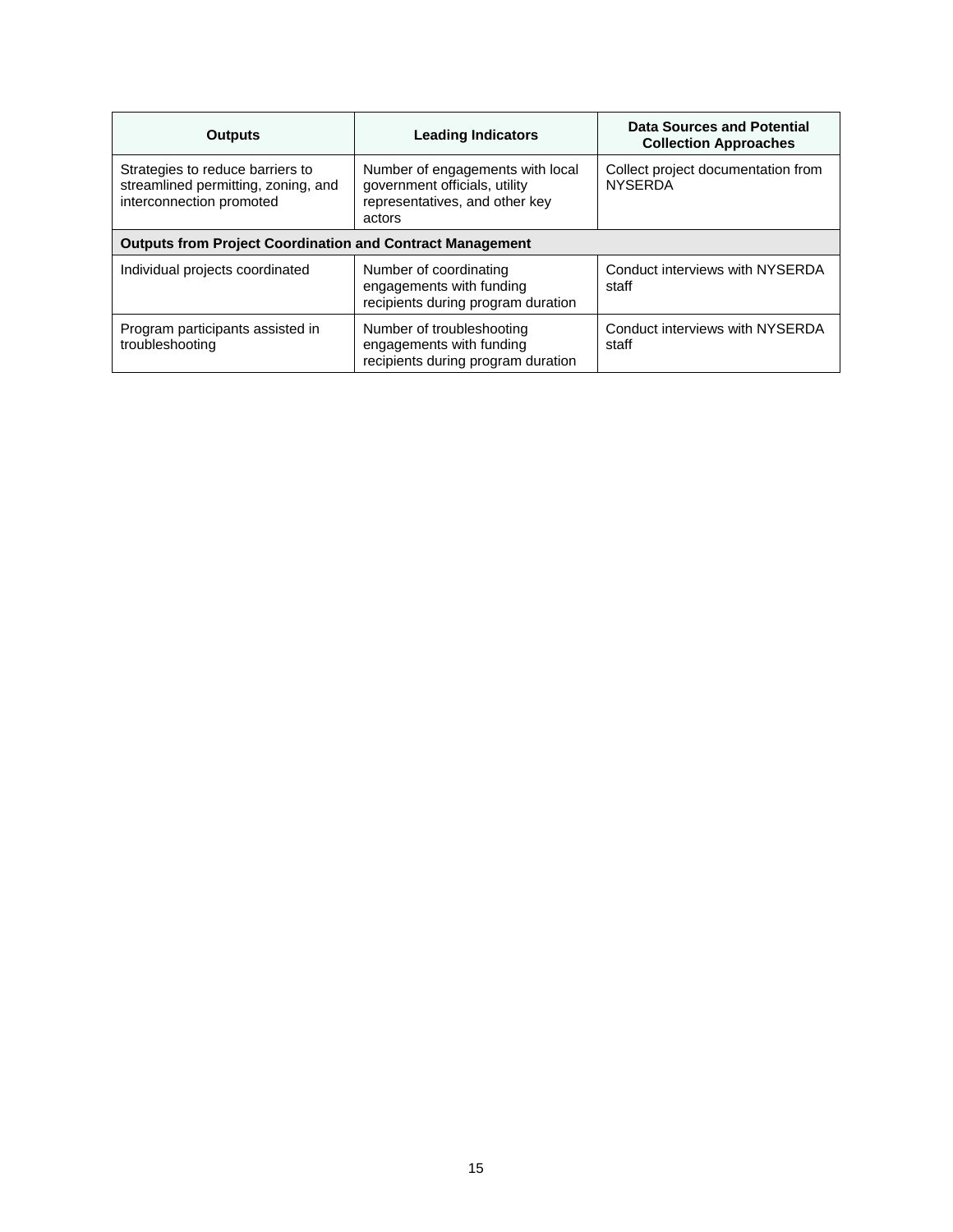| Outputs | Leading Indicators | Data Sources and Potential Collection Approaches |
| --- | --- | --- |
| Strategies to reduce barriers to streamlined permitting, zoning, and interconnection promoted | Number of engagements with local government officials, utility representatives, and other key actors | Collect project documentation from NYSERDA |
| **Outputs from Project Coordination and Contract Management** | | |
| Individual projects coordinated | Number of coordinating engagements with funding recipients during program duration | Conduct interviews with NYSERDA staff |
| Program participants assisted in troubleshooting | Number of troubleshooting engagements with funding recipients during program duration | Conduct interviews with NYSERDA staff |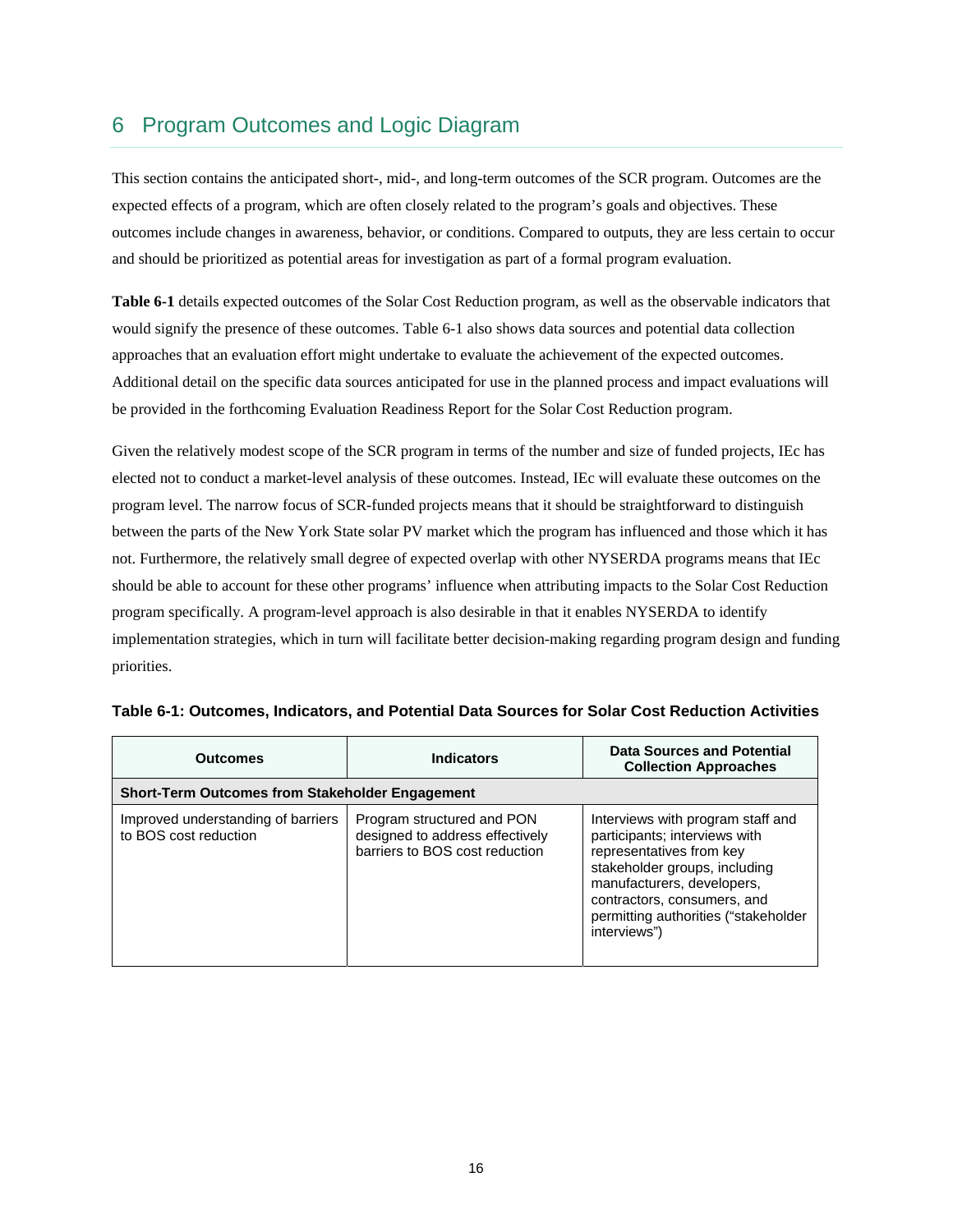# 6 Program Outcomes and Logic Diagram

This section contains the anticipated short-, mid-, and long-term outcomes of the SCR program. Outcomes are the expected effects of a program, which are often closely related to the program's goals and objectives. These outcomes include changes in awareness, behavior, or conditions. Compared to outputs, they are less certain to occur and should be prioritized as potential areas for investigation as part of a formal program evaluation.

**Table 6-1** details expected outcomes of the Solar Cost Reduction program, as well as the observable indicators that would signify the presence of these outcomes. Table 6-1 also shows data sources and potential data collection approaches that an evaluation effort might undertake to evaluate the achievement of the expected outcomes. Additional detail on the specific data sources anticipated for use in the planned process and impact evaluations will be provided in the forthcoming Evaluation Readiness Report for the Solar Cost Reduction program.

Given the relatively modest scope of the SCR program in terms of the number and size of funded projects, IEc has elected not to conduct a market-level analysis of these outcomes. Instead, IEc will evaluate these outcomes on the program level. The narrow focus of SCR-funded projects means that it should be straightforward to distinguish between the parts of the New York State solar PV market which the program has influenced and those which it has not. Furthermore, the relatively small degree of expected overlap with other NYSERDA programs means that IEc should be able to account for these other programs' influence when attributing impacts to the Solar Cost Reduction program specifically. A program-level approach is also desirable in that it enables NYSERDA to identify implementation strategies, which in turn will facilitate better decision-making regarding program design and funding priorities.

**Table 6-1: Outcomes, Indicators, and Potential Data Sources for Solar Cost Reduction Activities**

| Outcomes | Indicators | Data Sources and Potential Collection Approaches |
|---|---|---|
| **Short-Term Outcomes from Stakeholder Engagement** | | |
| Improved understanding of barriers to BOS cost reduction | Program structured and PON designed to address effectively barriers to BOS cost reduction | Interviews with program staff and participants; interviews with representatives from key stakeholder groups, including manufacturers, developers, contractors, consumers, and permitting authorities ("stakeholder interviews") |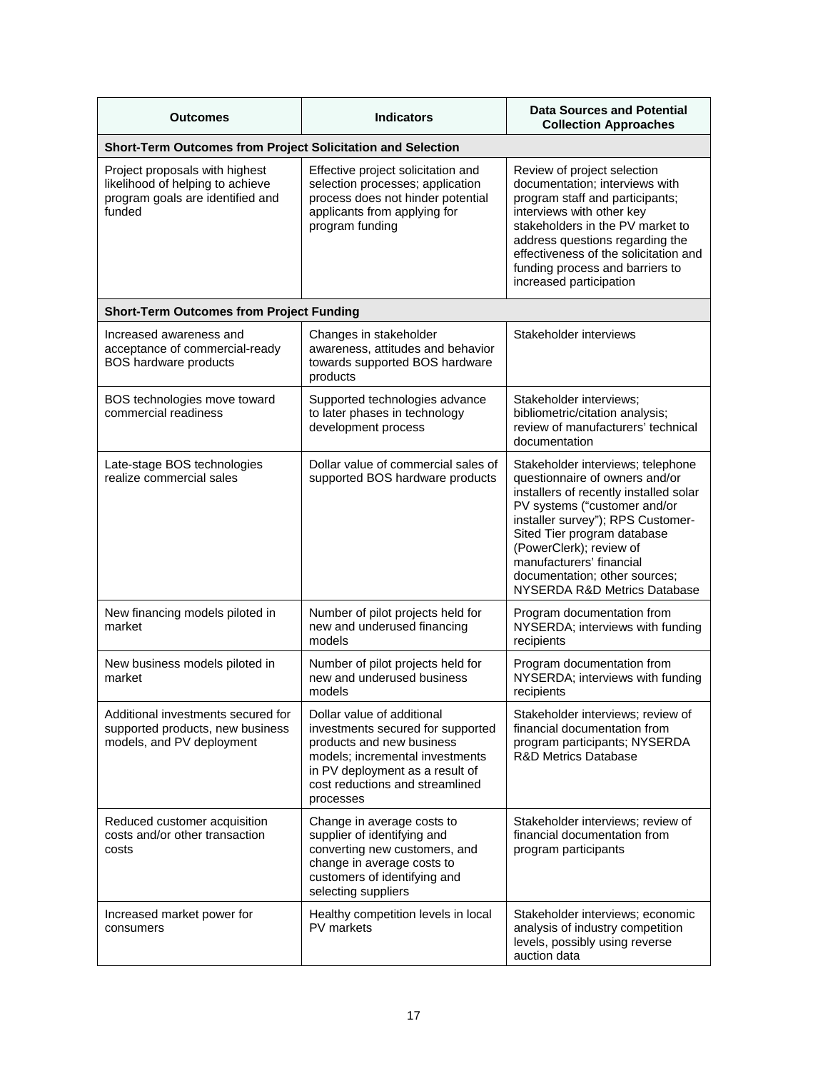| Outcomes | Indicators | Data Sources and Potential Collection Approaches |
|---|---|---|
| **Short-Term Outcomes from Project Solicitation and Selection** | | |
| Project proposals with highest likelihood of helping to achieve program goals are identified and funded | Effective project solicitation and selection processes; application process does not hinder potential applicants from applying for program funding | Review of project selection documentation; interviews with program staff and participants; interviews with other key stakeholders in the PV market to address questions regarding the effectiveness of the solicitation and funding process and barriers to increased participation |
| **Short-Term Outcomes from Project Funding** | | |
| Increased awareness and acceptance of commercial-ready BOS hardware products | Changes in stakeholder awareness, attitudes and behavior towards supported BOS hardware products | Stakeholder interviews |
| BOS technologies move toward commercial readiness | Supported technologies advance to later phases in technology development process | Stakeholder interviews; bibliometric/citation analysis; review of manufacturers' technical documentation |
| Late-stage BOS technologies realize commercial sales | Dollar value of commercial sales of supported BOS hardware products | Stakeholder interviews; telephone questionnaire of owners and/or installers of recently installed solar PV systems ("customer and/or installer survey"); RPS Customer-Sited Tier program database (PowerClerk); review of manufacturers' financial documentation; other sources; NYSERDA R&D Metrics Database |
| New financing models piloted in market | Number of pilot projects held for new and underused financing models | Program documentation from NYSERDA; interviews with funding recipients |
| New business models piloted in market | Number of pilot projects held for new and underused business models | Program documentation from NYSERDA; interviews with funding recipients |
| Additional investments secured for supported products, new business models, and PV deployment | Dollar value of additional investments secured for supported products and new business models; incremental investments in PV deployment as a result of cost reductions and streamlined processes | Stakeholder interviews; review of financial documentation from program participants; NYSERDA R&D Metrics Database |
| Reduced customer acquisition costs and/or other transaction costs | Change in average costs to supplier of identifying and converting new customers, and change in average costs to customers of identifying and selecting suppliers | Stakeholder interviews; review of financial documentation from program participants |
| Increased market power for consumers | Healthy competition levels in local PV markets | Stakeholder interviews; economic analysis of industry competition levels, possibly using reverse auction data |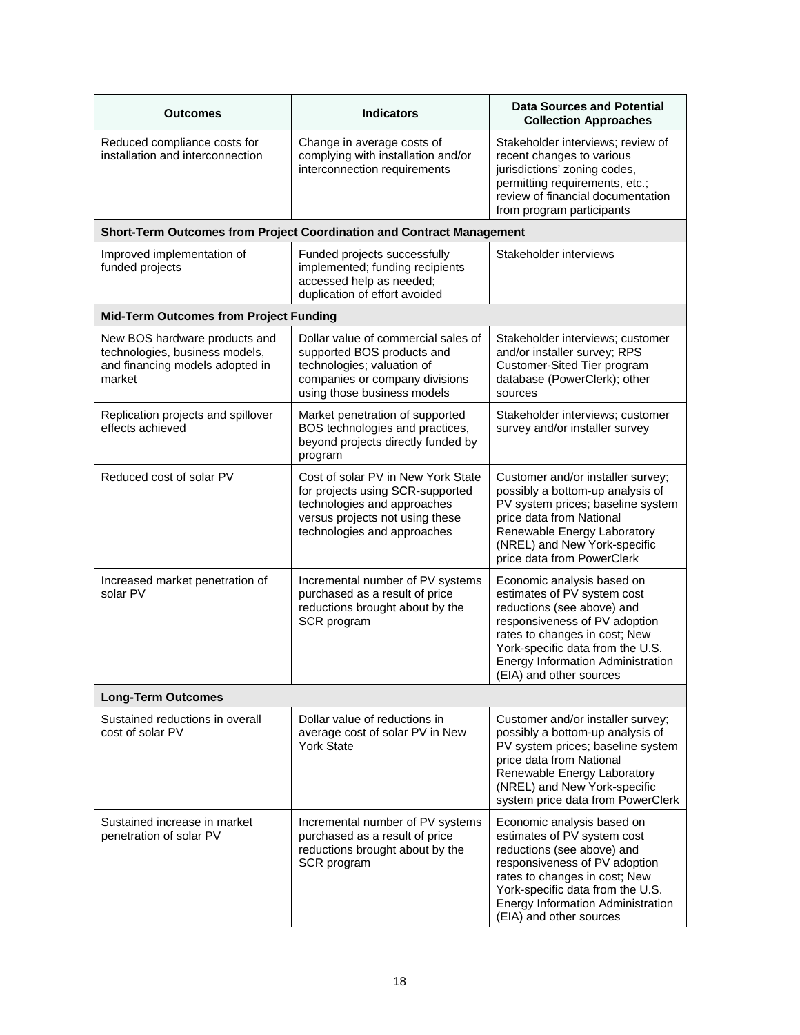| Outcomes | Indicators | Data Sources and Potential Collection Approaches |
|---|---|---|
| Reduced compliance costs for installation and interconnection | Change in average costs of complying with installation and/or interconnection requirements | Stakeholder interviews; review of recent changes to various jurisdictions' zoning codes, permitting requirements, etc.; review of financial documentation from program participants |
| **Short-Term Outcomes from Project Coordination and Contract Management** | | |
| Improved implementation of funded projects | Funded projects successfully implemented; funding recipients accessed help as needed; duplication of effort avoided | Stakeholder interviews |
| **Mid-Term Outcomes from Project Funding** | | |
| New BOS hardware products and technologies, business models, and financing models adopted in market | Dollar value of commercial sales of supported BOS products and technologies; valuation of companies or company divisions using those business models | Stakeholder interviews; customer and/or installer survey; RPS Customer-Sited Tier program database (PowerClerk); other sources |
| Replication projects and spillover effects achieved | Market penetration of supported BOS technologies and practices, beyond projects directly funded by program | Stakeholder interviews; customer survey and/or installer survey |
| Reduced cost of solar PV | Cost of solar PV in New York State for projects using SCR-supported technologies and approaches versus projects not using these technologies and approaches | Customer and/or installer survey; possibly a bottom-up analysis of PV system prices; baseline system price data from National Renewable Energy Laboratory (NREL) and New York-specific price data from PowerClerk |
| Increased market penetration of solar PV | Incremental number of PV systems purchased as a result of price reductions brought about by the SCR program | Economic analysis based on estimates of PV system cost reductions (see above) and responsiveness of PV adoption rates to changes in cost; New York-specific data from the U.S. Energy Information Administration (EIA) and other sources |
| **Long-Term Outcomes** | | |
| Sustained reductions in overall cost of solar PV | Dollar value of reductions in average cost of solar PV in New York State | Customer and/or installer survey; possibly a bottom-up analysis of PV system prices; baseline system price data from National Renewable Energy Laboratory (NREL) and New York-specific system price data from PowerClerk |
| Sustained increase in market penetration of solar PV | Incremental number of PV systems purchased as a result of price reductions brought about by the SCR program | Economic analysis based on estimates of PV system cost reductions (see above) and responsiveness of PV adoption rates to changes in cost; New York-specific data from the U.S. Energy Information Administration (EIA) and other sources |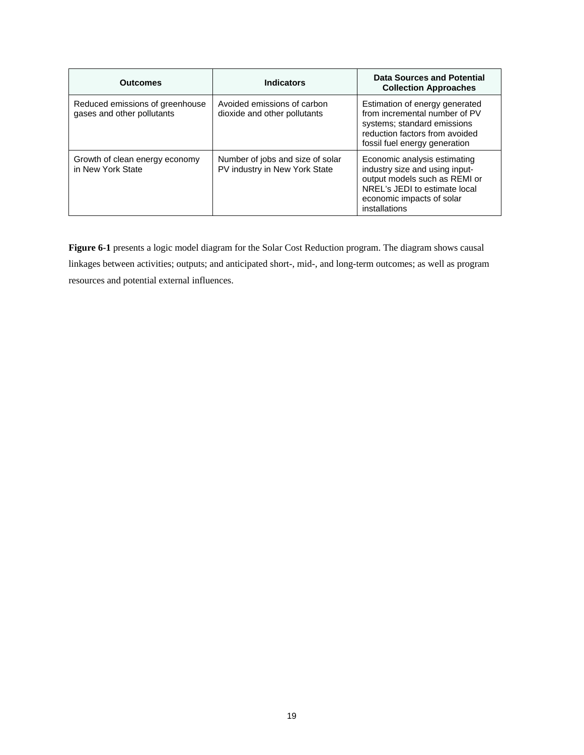| Outcomes | Indicators | Data Sources and Potential Collection Approaches |
|---|---|---|
| Reduced emissions of greenhouse gases and other pollutants | Avoided emissions of carbon dioxide and other pollutants | Estimation of energy generated from incremental number of PV systems; standard emissions reduction factors from avoided fossil fuel energy generation |
| Growth of clean energy economy in New York State | Number of jobs and size of solar PV industry in New York State | Economic analysis estimating industry size and using input-output models such as REMI or NREL's JEDI to estimate local economic impacts of solar installations |

**Figure 6-1** presents a logic model diagram for the Solar Cost Reduction program. The diagram shows causal linkages between activities; outputs; and anticipated short-, mid-, and long-term outcomes; as well as program resources and potential external influences.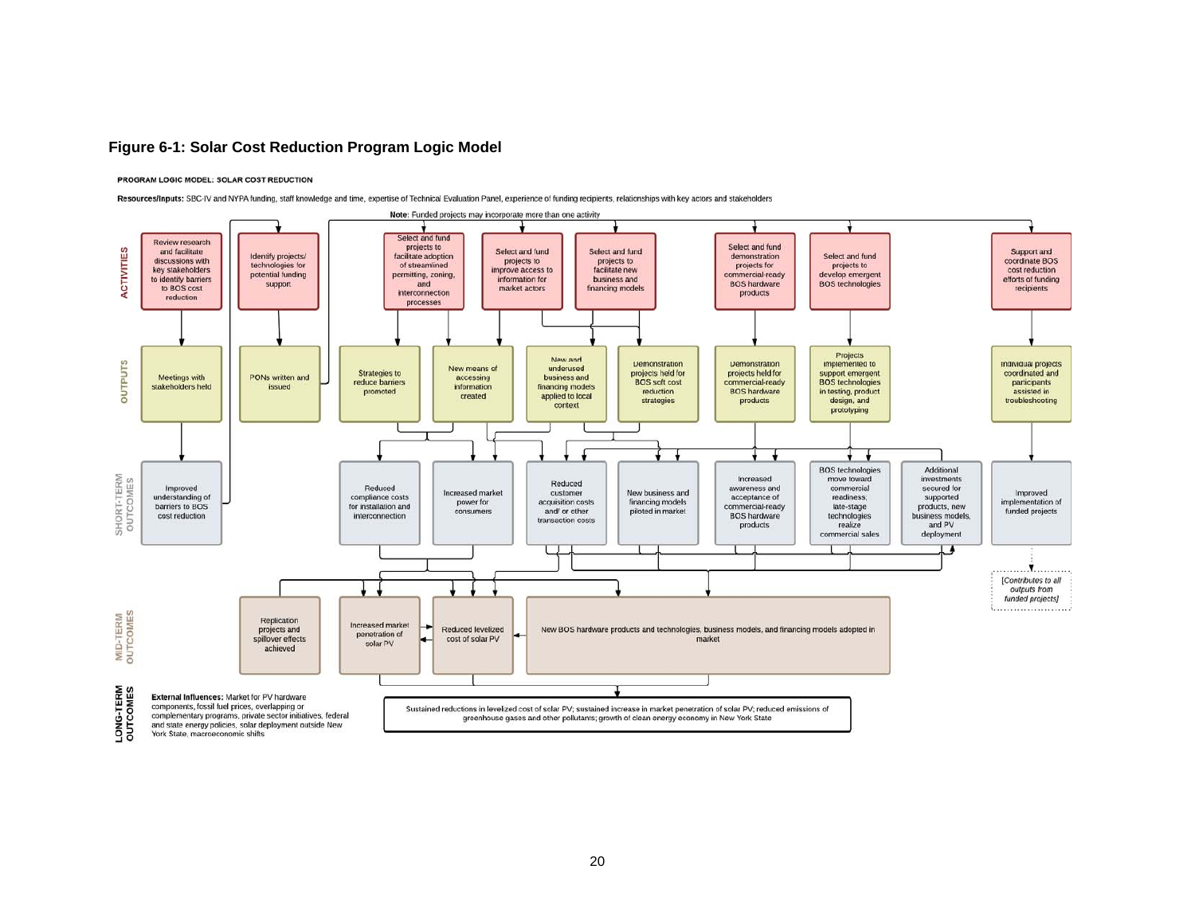**Figure 6-1: Solar Cost Reduction Program Logic Model**

**PROGRAM LOGIC MODEL: SOLAR COST REDUCTION**

**Resources/Inputs:** SBC-IV and NYPA funding, staff knowledge and time, expertise of Technical Evaluation Panel, experience of funding recipients, relationships with key actors and stakeholders

**Note:** Funded projects may incorporate more than one activity

**ACTIVITIES**

- Review research and facilitate discussions with key stakeholders to identify barriers to BOS cost reduction
- Identify projects/ technologies for potential funding support
- Select and fund projects to facilitate adoption of streamlined permitting, zoning, and interconnection processes
- Select and fund projects to improve access to information for market actors
- Select and fund projects to facilitate new business and financing models
- Select and fund demonstration projects for commercial-ready BOS hardware products
- Select and fund projects to develop emergent BOS technologies
- Support and coordinate BOS cost reduction efforts of funding recipients

**OUTPUTS**

- Meetings with stakeholders held
- PONs written and issued
- Strategies to reduce barriers promoted
- New means of accessing information created
- New and underused business and financing models applied to local context
- Demonstration projects held for BOS soft cost reduction strategies
- Demonstration projects held for commercial-ready BOS hardware products
- Projects implemented to support emergent BOS technologies in testing, product design, and prototyping
- Individual projects coordinated and participants assisted in troubleshooting

**SHORT-TERM OUTCOMES**

- Improved understanding of barriers to BOS cost reduction
- Reduced compliance costs for installation and interconnection
- Increased market power for consumers
- Reduced customer acquisition costs and/ or other transaction costs
- New business and financing models piloted in market
- Increased awareness and acceptance of commercial-ready BOS hardware products
- BOS technologies move toward commercial readiness; late-stage technologies realize commercial sales
- Additional investments secured for supported products, new business models, and PV deployment
- Improved implementation of funded projects

*[Contributes to all outputs from funded projects]*

**MID-TERM OUTCOMES**

- Replication projects and spillover effects achieved
- Increased market penetration of solar PV
- Reduced levelized cost of solar PV
- New BOS hardware products and technologies, business models, and financing models adopted in market

**LONG-TERM OUTCOMES**

- Sustained reductions in levelized cost of solar PV; sustained increase in market penetration of solar PV; reduced emissions of greenhouse gases and other pollutants; growth of clean energy economy in New York State

**External Influences:** Market for PV hardware components, fossil fuel prices, overlapping or complementary programs, private sector initiatives, federal and state energy policies, solar deployment outside New York State, macroeconomic shifts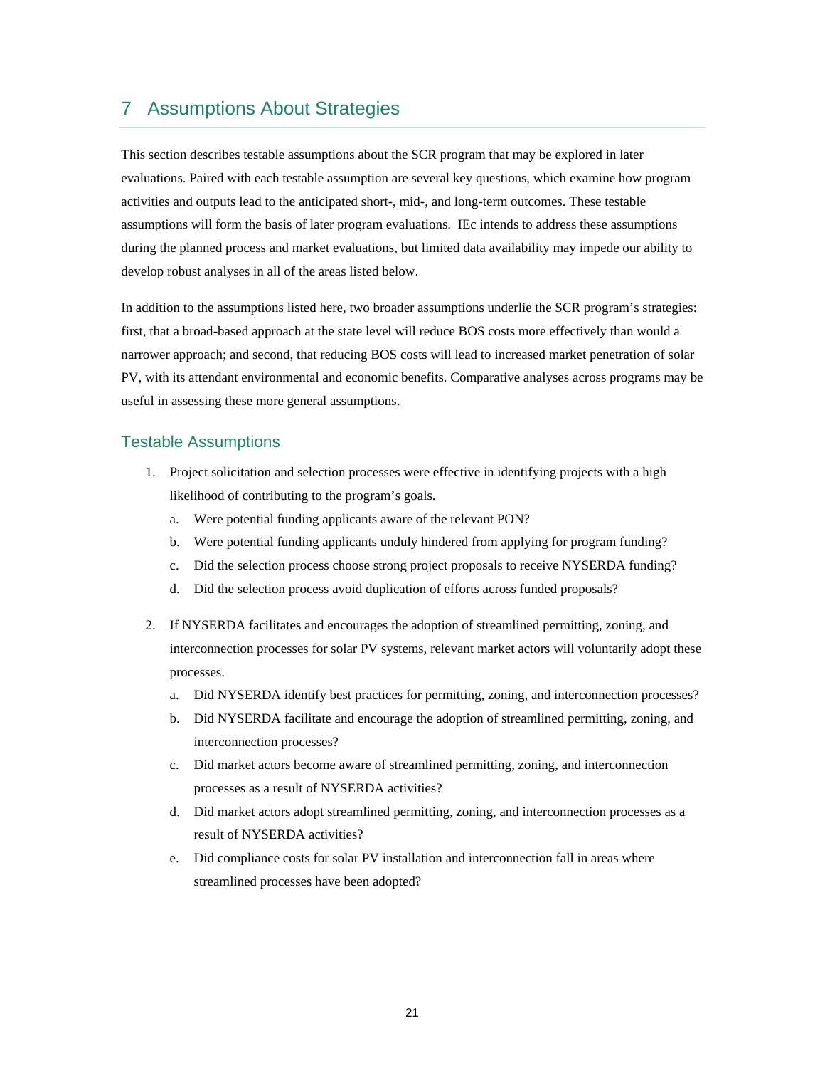# 7 Assumptions About Strategies

This section describes testable assumptions about the SCR program that may be explored in later evaluations. Paired with each testable assumption are several key questions, which examine how program activities and outputs lead to the anticipated short-, mid-, and long-term outcomes. These testable assumptions will form the basis of later program evaluations. IEc intends to address these assumptions during the planned process and market evaluations, but limited data availability may impede our ability to develop robust analyses in all of the areas listed below.

In addition to the assumptions listed here, two broader assumptions underlie the SCR program's strategies: first, that a broad-based approach at the state level will reduce BOS costs more effectively than would a narrower approach; and second, that reducing BOS costs will lead to increased market penetration of solar PV, with its attendant environmental and economic benefits. Comparative analyses across programs may be useful in assessing these more general assumptions.

## Testable Assumptions

1. Project solicitation and selection processes were effective in identifying projects with a high likelihood of contributing to the program's goals.
   a. Were potential funding applicants aware of the relevant PON?
   b. Were potential funding applicants unduly hindered from applying for program funding?
   c. Did the selection process choose strong project proposals to receive NYSERDA funding?
   d. Did the selection process avoid duplication of efforts across funded proposals?

2. If NYSERDA facilitates and encourages the adoption of streamlined permitting, zoning, and interconnection processes for solar PV systems, relevant market actors will voluntarily adopt these processes.
   a. Did NYSERDA identify best practices for permitting, zoning, and interconnection processes?
   b. Did NYSERDA facilitate and encourage the adoption of streamlined permitting, zoning, and interconnection processes?
   c. Did market actors become aware of streamlined permitting, zoning, and interconnection processes as a result of NYSERDA activities?
   d. Did market actors adopt streamlined permitting, zoning, and interconnection processes as a result of NYSERDA activities?
   e. Did compliance costs for solar PV installation and interconnection fall in areas where streamlined processes have been adopted?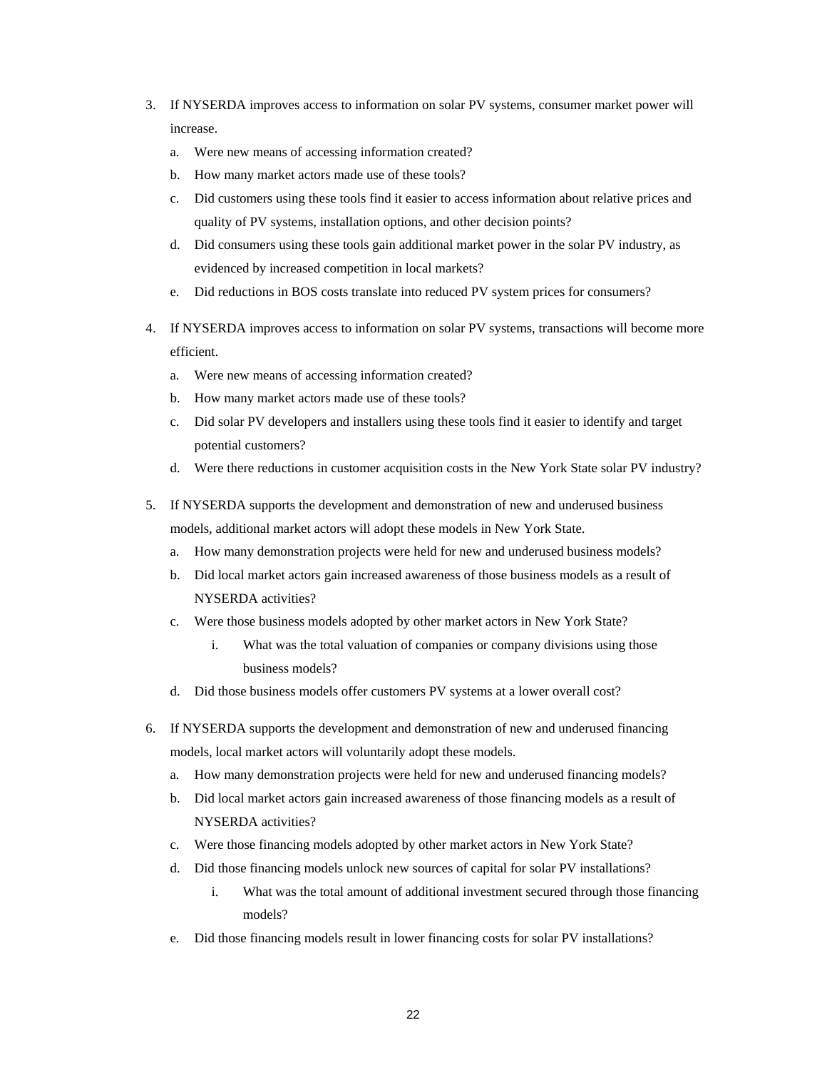3. If NYSERDA improves access to information on solar PV systems, consumer market power will increase.
   a. Were new means of accessing information created?
   b. How many market actors made use of these tools?
   c. Did customers using these tools find it easier to access information about relative prices and quality of PV systems, installation options, and other decision points?
   d. Did consumers using these tools gain additional market power in the solar PV industry, as evidenced by increased competition in local markets?
   e. Did reductions in BOS costs translate into reduced PV system prices for consumers?

4. If NYSERDA improves access to information on solar PV systems, transactions will become more efficient.
   a. Were new means of accessing information created?
   b. How many market actors made use of these tools?
   c. Did solar PV developers and installers using these tools find it easier to identify and target potential customers?
   d. Were there reductions in customer acquisition costs in the New York State solar PV industry?

5. If NYSERDA supports the development and demonstration of new and underused business models, additional market actors will adopt these models in New York State.
   a. How many demonstration projects were held for new and underused business models?
   b. Did local market actors gain increased awareness of those business models as a result of NYSERDA activities?
   c. Were those business models adopted by other market actors in New York State?
      i. What was the total valuation of companies or company divisions using those business models?
   d. Did those business models offer customers PV systems at a lower overall cost?

6. If NYSERDA supports the development and demonstration of new and underused financing models, local market actors will voluntarily adopt these models.
   a. How many demonstration projects were held for new and underused financing models?
   b. Did local market actors gain increased awareness of those financing models as a result of NYSERDA activities?
   c. Were those financing models adopted by other market actors in New York State?
   d. Did those financing models unlock new sources of capital for solar PV installations?
      i. What was the total amount of additional investment secured through those financing models?
   e. Did those financing models result in lower financing costs for solar PV installations?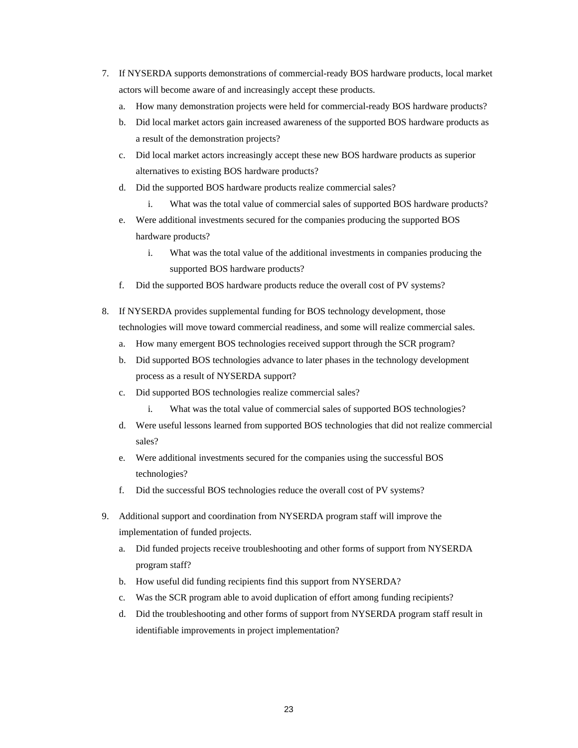7. If NYSERDA supports demonstrations of commercial-ready BOS hardware products, local market actors will become aware of and increasingly accept these products.
    a. How many demonstration projects were held for commercial-ready BOS hardware products?
    b. Did local market actors gain increased awareness of the supported BOS hardware products as a result of the demonstration projects?
    c. Did local market actors increasingly accept these new BOS hardware products as superior alternatives to existing BOS hardware products?
    d. Did the supported BOS hardware products realize commercial sales?
        i. What was the total value of commercial sales of supported BOS hardware products?
    e. Were additional investments secured for the companies producing the supported BOS hardware products?
        i. What was the total value of the additional investments in companies producing the supported BOS hardware products?
    f. Did the supported BOS hardware products reduce the overall cost of PV systems?

8. If NYSERDA provides supplemental funding for BOS technology development, those technologies will move toward commercial readiness, and some will realize commercial sales.
    a. How many emergent BOS technologies received support through the SCR program?
    b. Did supported BOS technologies advance to later phases in the technology development process as a result of NYSERDA support?
    c. Did supported BOS technologies realize commercial sales?
        i. What was the total value of commercial sales of supported BOS technologies?
    d. Were useful lessons learned from supported BOS technologies that did not realize commercial sales?
    e. Were additional investments secured for the companies using the successful BOS technologies?
    f. Did the successful BOS technologies reduce the overall cost of PV systems?

9. Additional support and coordination from NYSERDA program staff will improve the implementation of funded projects.
    a. Did funded projects receive troubleshooting and other forms of support from NYSERDA program staff?
    b. How useful did funding recipients find this support from NYSERDA?
    c. Was the SCR program able to avoid duplication of effort among funding recipients?
    d. Did the troubleshooting and other forms of support from NYSERDA program staff result in identifiable improvements in project implementation?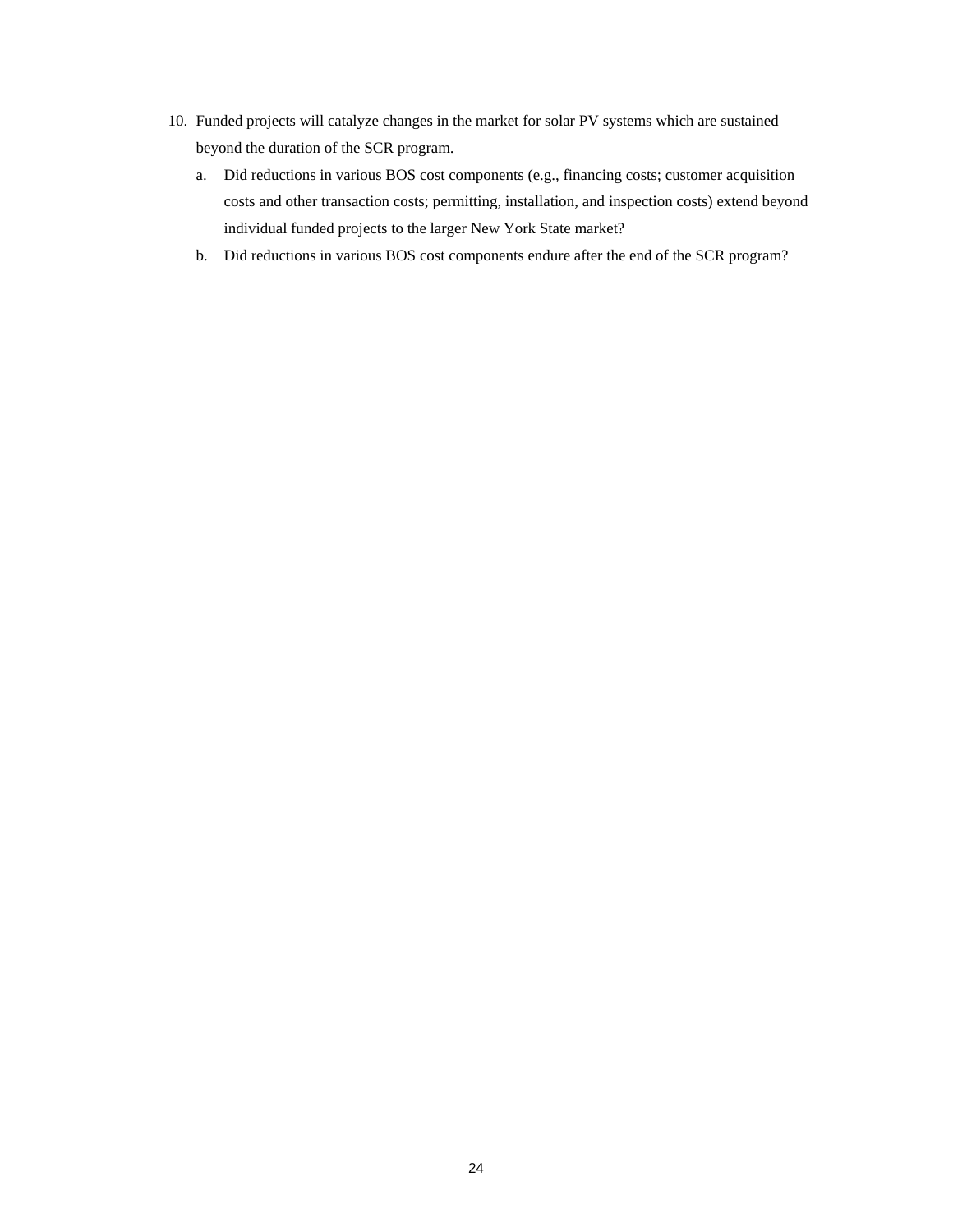10. Funded projects will catalyze changes in the market for solar PV systems which are sustained beyond the duration of the SCR program.
    a. Did reductions in various BOS cost components (e.g., financing costs; customer acquisition costs and other transaction costs; permitting, installation, and inspection costs) extend beyond individual funded projects to the larger New York State market?
    b. Did reductions in various BOS cost components endure after the end of the SCR program?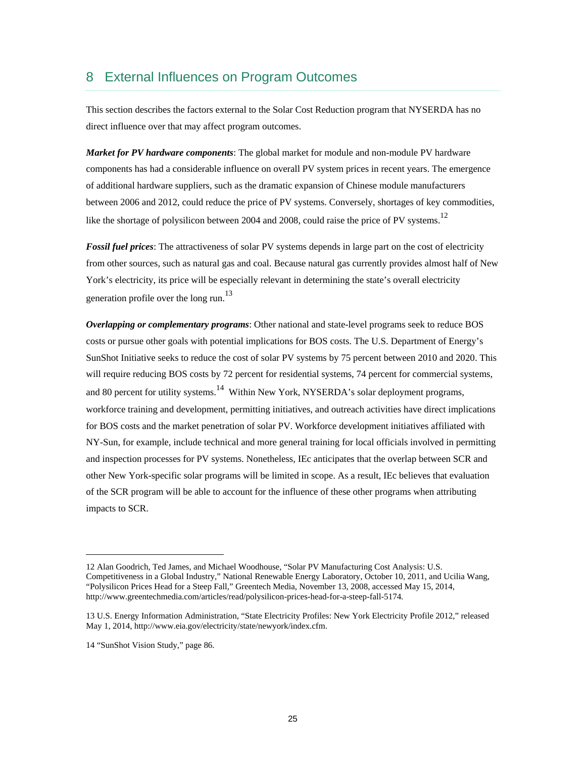# 8 External Influences on Program Outcomes

This section describes the factors external to the Solar Cost Reduction program that NYSERDA has no direct influence over that may affect program outcomes.

***Market for PV hardware components***: The global market for module and non-module PV hardware components has had a considerable influence on overall PV system prices in recent years. The emergence of additional hardware suppliers, such as the dramatic expansion of Chinese module manufacturers between 2006 and 2012, could reduce the price of PV systems. Conversely, shortages of key commodities, like the shortage of polysilicon between 2004 and 2008, could raise the price of PV systems.[12]

***Fossil fuel prices***: The attractiveness of solar PV systems depends in large part on the cost of electricity from other sources, such as natural gas and coal. Because natural gas currently provides almost half of New York's electricity, its price will be especially relevant in determining the state's overall electricity generation profile over the long run.[13]

***Overlapping or complementary programs***: Other national and state-level programs seek to reduce BOS costs or pursue other goals with potential implications for BOS costs. The U.S. Department of Energy's SunShot Initiative seeks to reduce the cost of solar PV systems by 75 percent between 2010 and 2020. This will require reducing BOS costs by 72 percent for residential systems, 74 percent for commercial systems, and 80 percent for utility systems.[14] Within New York, NYSERDA's solar deployment programs, workforce training and development, permitting initiatives, and outreach activities have direct implications for BOS costs and the market penetration of solar PV. Workforce development initiatives affiliated with NY-Sun, for example, include technical and more general training for local officials involved in permitting and inspection processes for PV systems. Nonetheless, IEc anticipates that the overlap between SCR and other New York-specific solar programs will be limited in scope. As a result, IEc believes that evaluation of the SCR program will be able to account for the influence of these other programs when attributing impacts to SCR.

---

12 Alan Goodrich, Ted James, and Michael Woodhouse, "Solar PV Manufacturing Cost Analysis: U.S. Competitiveness in a Global Industry," National Renewable Energy Laboratory, October 10, 2011, and Ucilia Wang, "Polysilicon Prices Head for a Steep Fall," Greentech Media, November 13, 2008, accessed May 15, 2014, http://www.greentechmedia.com/articles/read/polysilicon-prices-head-for-a-steep-fall-5174.

13 U.S. Energy Information Administration, "State Electricity Profiles: New York Electricity Profile 2012," released May 1, 2014, http://www.eia.gov/electricity/state/newyork/index.cfm.

14 "SunShot Vision Study," page 86.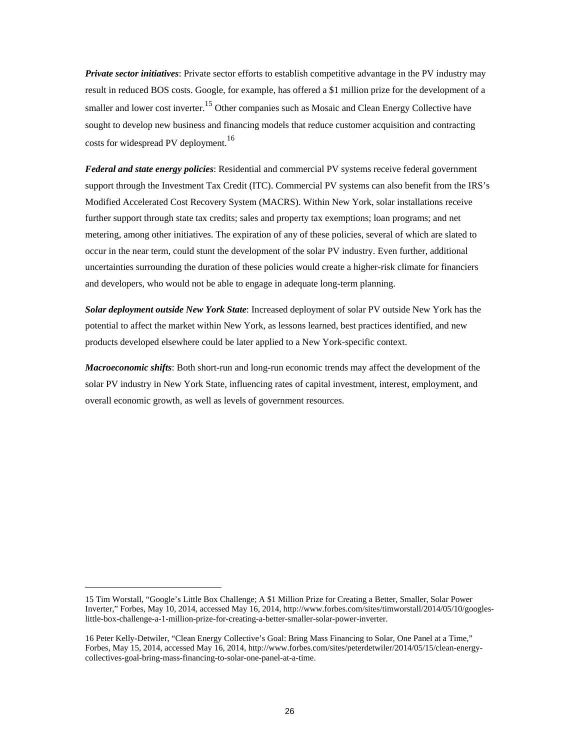***Private sector initiatives***: Private sector efforts to establish competitive advantage in the PV industry may result in reduced BOS costs. Google, for example, has offered a $1 million prize for the development of a smaller and lower cost inverter.[15] Other companies such as Mosaic and Clean Energy Collective have sought to develop new business and financing models that reduce customer acquisition and contracting costs for widespread PV deployment.[16]

***Federal and state energy policies***: Residential and commercial PV systems receive federal government support through the Investment Tax Credit (ITC). Commercial PV systems can also benefit from the IRS's Modified Accelerated Cost Recovery System (MACRS). Within New York, solar installations receive further support through state tax credits; sales and property tax exemptions; loan programs; and net metering, among other initiatives. The expiration of any of these policies, several of which are slated to occur in the near term, could stunt the development of the solar PV industry. Even further, additional uncertainties surrounding the duration of these policies would create a higher-risk climate for financiers and developers, who would not be able to engage in adequate long-term planning.

***Solar deployment outside New York State***: Increased deployment of solar PV outside New York has the potential to affect the market within New York, as lessons learned, best practices identified, and new products developed elsewhere could be later applied to a New York-specific context.

***Macroeconomic shifts***: Both short-run and long-run economic trends may affect the development of the solar PV industry in New York State, influencing rates of capital investment, interest, employment, and overall economic growth, as well as levels of government resources.

---

15 Tim Worstall, "Google's Little Box Challenge; A $1 Million Prize for Creating a Better, Smaller, Solar Power Inverter," Forbes, May 10, 2014, accessed May 16, 2014, http://www.forbes.com/sites/timworstall/2014/05/10/googles-little-box-challenge-a-1-million-prize-for-creating-a-better-smaller-solar-power-inverter.

16 Peter Kelly-Detwiler, "Clean Energy Collective's Goal: Bring Mass Financing to Solar, One Panel at a Time," Forbes, May 15, 2014, accessed May 16, 2014, http://www.forbes.com/sites/peterdetwiler/2014/05/15/clean-energy-collectives-goal-bring-mass-financing-to-solar-one-panel-at-a-time.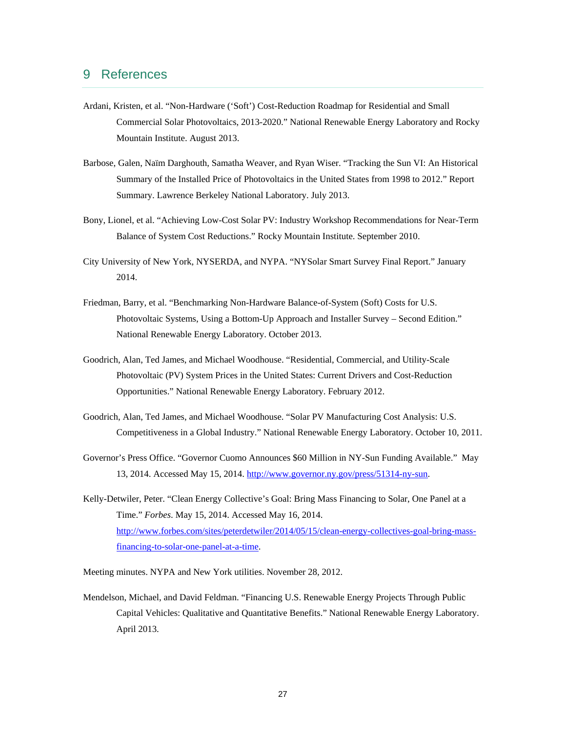# 9 References

Ardani, Kristen, et al. "Non-Hardware ('Soft') Cost-Reduction Roadmap for Residential and Small Commercial Solar Photovoltaics, 2013-2020." National Renewable Energy Laboratory and Rocky Mountain Institute. August 2013.

Barbose, Galen, Naïm Darghouth, Samatha Weaver, and Ryan Wiser. "Tracking the Sun VI: An Historical Summary of the Installed Price of Photovoltaics in the United States from 1998 to 2012." Report Summary. Lawrence Berkeley National Laboratory. July 2013.

Bony, Lionel, et al. "Achieving Low-Cost Solar PV: Industry Workshop Recommendations for Near-Term Balance of System Cost Reductions." Rocky Mountain Institute. September 2010.

City University of New York, NYSERDA, and NYPA. "NYSolar Smart Survey Final Report." January 2014.

Friedman, Barry, et al. "Benchmarking Non-Hardware Balance-of-System (Soft) Costs for U.S. Photovoltaic Systems, Using a Bottom-Up Approach and Installer Survey – Second Edition." National Renewable Energy Laboratory. October 2013.

Goodrich, Alan, Ted James, and Michael Woodhouse. "Residential, Commercial, and Utility-Scale Photovoltaic (PV) System Prices in the United States: Current Drivers and Cost-Reduction Opportunities." National Renewable Energy Laboratory. February 2012.

Goodrich, Alan, Ted James, and Michael Woodhouse. "Solar PV Manufacturing Cost Analysis: U.S. Competitiveness in a Global Industry." National Renewable Energy Laboratory. October 10, 2011.

Governor's Press Office. "Governor Cuomo Announces $60 Million in NY-Sun Funding Available." May 13, 2014. Accessed May 15, 2014. http://www.governor.ny.gov/press/51314-ny-sun.

Kelly-Detwiler, Peter. "Clean Energy Collective's Goal: Bring Mass Financing to Solar, One Panel at a Time." *Forbes*. May 15, 2014. Accessed May 16, 2014. http://www.forbes.com/sites/peterdetwiler/2014/05/15/clean-energy-collectives-goal-bring-mass-financing-to-solar-one-panel-at-a-time.

Meeting minutes. NYPA and New York utilities. November 28, 2012.

Mendelson, Michael, and David Feldman. "Financing U.S. Renewable Energy Projects Through Public Capital Vehicles: Qualitative and Quantitative Benefits." National Renewable Energy Laboratory. April 2013.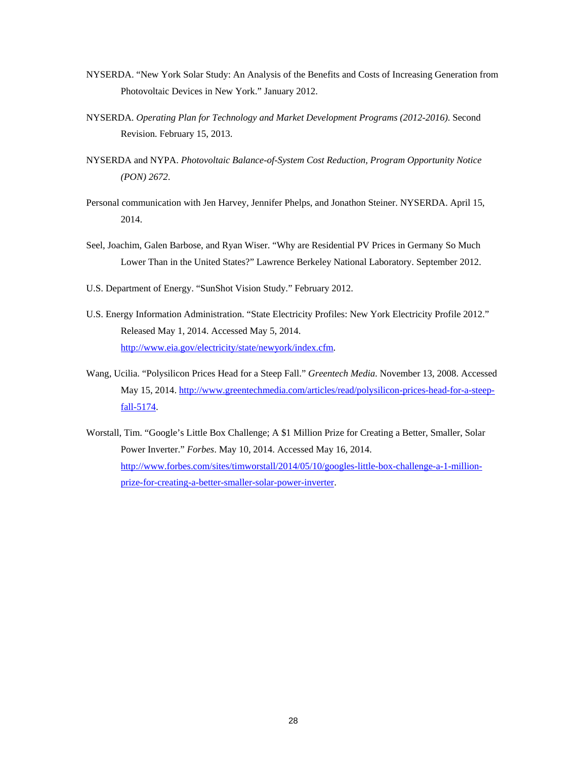NYSERDA. "New York Solar Study: An Analysis of the Benefits and Costs of Increasing Generation from Photovoltaic Devices in New York." January 2012.

NYSERDA. *Operating Plan for Technology and Market Development Programs (2012-2016)*. Second Revision. February 15, 2013.

NYSERDA and NYPA. *Photovoltaic Balance-of-System Cost Reduction, Program Opportunity Notice (PON) 2672*.

Personal communication with Jen Harvey, Jennifer Phelps, and Jonathon Steiner. NYSERDA. April 15, 2014.

Seel, Joachim, Galen Barbose, and Ryan Wiser. "Why are Residential PV Prices in Germany So Much Lower Than in the United States?" Lawrence Berkeley National Laboratory. September 2012.

U.S. Department of Energy. "SunShot Vision Study." February 2012.

U.S. Energy Information Administration. "State Electricity Profiles: New York Electricity Profile 2012." Released May 1, 2014. Accessed May 5, 2014. http://www.eia.gov/electricity/state/newyork/index.cfm.

Wang, Ucilia. "Polysilicon Prices Head for a Steep Fall." *Greentech Media*. November 13, 2008. Accessed May 15, 2014. http://www.greentechmedia.com/articles/read/polysilicon-prices-head-for-a-steep-fall-5174.

Worstall, Tim. "Google's Little Box Challenge; A $1 Million Prize for Creating a Better, Smaller, Solar Power Inverter." *Forbes*. May 10, 2014. Accessed May 16, 2014. http://www.forbes.com/sites/timworstall/2014/05/10/googles-little-box-challenge-a-1-million-prize-for-creating-a-better-smaller-solar-power-inverter.